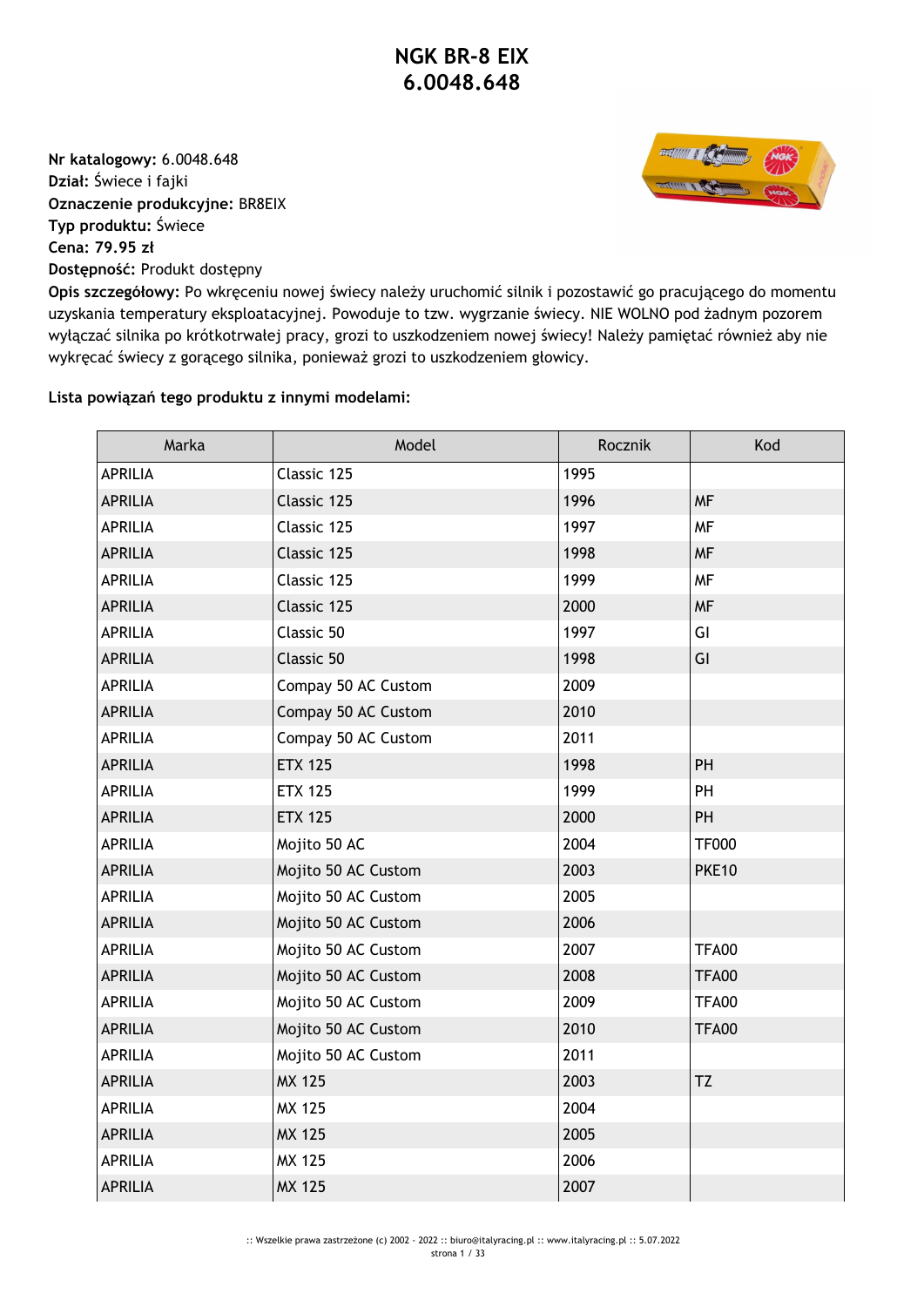# NGK BR-8 EIX
# 6.0048.648

**Nr katalogowy:** 6.0048.648
**Dział:** Świece i fajki
**Oznaczenie produkcyjne:** BR8EIX
**Typ produktu:** Świece
**Cena: 79.95 zł**
**Dostępność:** Produkt dostępny
**Opis szczegółowy:** Po wkręceniu nowej świecy należy uruchomić silnik i pozostawić go pracującego do momentu uzyskania temperatury eksploatacyjnej. Powoduje to tzw. wygrzanie świecy. NIE WOLNO pod żadnym pozorem wyłączać silnika po krótkotrwałej pracy, grozi to uszkodzeniem nowej świecy! Należy pamiętać również aby nie wykręcać świecy z gorącego silnika, ponieważ grozi to uszkodzeniem głowicy.

**Lista powiązań tego produktu z innymi modelami:**

| Marka | Model | Rocznik | Kod |
|---|---|---|---|
| APRILIA | Classic 125 | 1995 | |
| APRILIA | Classic 125 | 1996 | MF |
| APRILIA | Classic 125 | 1997 | MF |
| APRILIA | Classic 125 | 1998 | MF |
| APRILIA | Classic 125 | 1999 | MF |
| APRILIA | Classic 125 | 2000 | MF |
| APRILIA | Classic 50 | 1997 | GI |
| APRILIA | Classic 50 | 1998 | GI |
| APRILIA | Compay 50 AC Custom | 2009 | |
| APRILIA | Compay 50 AC Custom | 2010 | |
| APRILIA | Compay 50 AC Custom | 2011 | |
| APRILIA | ETX 125 | 1998 | PH |
| APRILIA | ETX 125 | 1999 | PH |
| APRILIA | ETX 125 | 2000 | PH |
| APRILIA | Mojito 50 AC | 2004 | TF000 |
| APRILIA | Mojito 50 AC Custom | 2003 | PKE10 |
| APRILIA | Mojito 50 AC Custom | 2005 | |
| APRILIA | Mojito 50 AC Custom | 2006 | |
| APRILIA | Mojito 50 AC Custom | 2007 | TFA00 |
| APRILIA | Mojito 50 AC Custom | 2008 | TFA00 |
| APRILIA | Mojito 50 AC Custom | 2009 | TFA00 |
| APRILIA | Mojito 50 AC Custom | 2010 | TFA00 |
| APRILIA | Mojito 50 AC Custom | 2011 | |
| APRILIA | MX 125 | 2003 | TZ |
| APRILIA | MX 125 | 2004 | |
| APRILIA | MX 125 | 2005 | |
| APRILIA | MX 125 | 2006 | |
| APRILIA | MX 125 | 2007 | |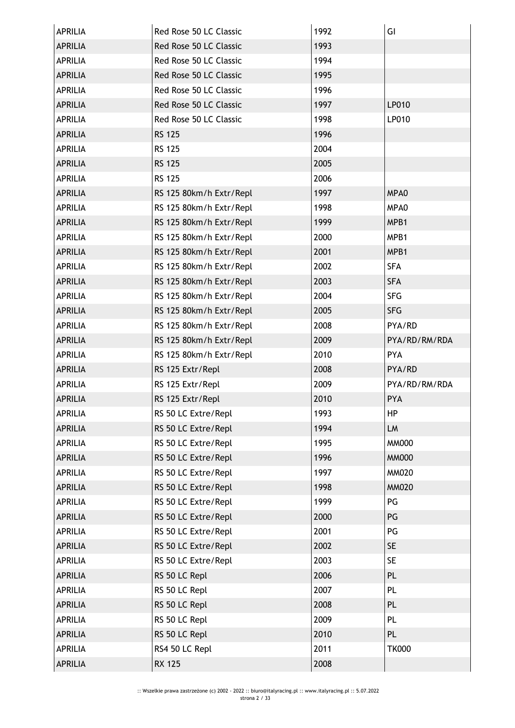| APRILIA | Red Rose 50 LC Classic | 1992 | GI |
|---|---|---|---|
| APRILIA | Red Rose 50 LC Classic | 1993 | |
| APRILIA | Red Rose 50 LC Classic | 1994 | |
| APRILIA | Red Rose 50 LC Classic | 1995 | |
| APRILIA | Red Rose 50 LC Classic | 1996 | |
| APRILIA | Red Rose 50 LC Classic | 1997 | LP010 |
| APRILIA | Red Rose 50 LC Classic | 1998 | LP010 |
| APRILIA | RS 125 | 1996 | |
| APRILIA | RS 125 | 2004 | |
| APRILIA | RS 125 | 2005 | |
| APRILIA | RS 125 | 2006 | |
| APRILIA | RS 125 80km/h Extr/Repl | 1997 | MPA0 |
| APRILIA | RS 125 80km/h Extr/Repl | 1998 | MPA0 |
| APRILIA | RS 125 80km/h Extr/Repl | 1999 | MPB1 |
| APRILIA | RS 125 80km/h Extr/Repl | 2000 | MPB1 |
| APRILIA | RS 125 80km/h Extr/Repl | 2001 | MPB1 |
| APRILIA | RS 125 80km/h Extr/Repl | 2002 | SFA |
| APRILIA | RS 125 80km/h Extr/Repl | 2003 | SFA |
| APRILIA | RS 125 80km/h Extr/Repl | 2004 | SFG |
| APRILIA | RS 125 80km/h Extr/Repl | 2005 | SFG |
| APRILIA | RS 125 80km/h Extr/Repl | 2008 | PYA/RD |
| APRILIA | RS 125 80km/h Extr/Repl | 2009 | PYA/RD/RM/RDA |
| APRILIA | RS 125 80km/h Extr/Repl | 2010 | PYA |
| APRILIA | RS 125 Extr/Repl | 2008 | PYA/RD |
| APRILIA | RS 125 Extr/Repl | 2009 | PYA/RD/RM/RDA |
| APRILIA | RS 125 Extr/Repl | 2010 | PYA |
| APRILIA | RS 50 LC Extre/Repl | 1993 | HP |
| APRILIA | RS 50 LC Extre/Repl | 1994 | LM |
| APRILIA | RS 50 LC Extre/Repl | 1995 | MM000 |
| APRILIA | RS 50 LC Extre/Repl | 1996 | MM000 |
| APRILIA | RS 50 LC Extre/Repl | 1997 | MM020 |
| APRILIA | RS 50 LC Extre/Repl | 1998 | MM020 |
| APRILIA | RS 50 LC Extre/Repl | 1999 | PG |
| APRILIA | RS 50 LC Extre/Repl | 2000 | PG |
| APRILIA | RS 50 LC Extre/Repl | 2001 | PG |
| APRILIA | RS 50 LC Extre/Repl | 2002 | SE |
| APRILIA | RS 50 LC Extre/Repl | 2003 | SE |
| APRILIA | RS 50 LC Repl | 2006 | PL |
| APRILIA | RS 50 LC Repl | 2007 | PL |
| APRILIA | RS 50 LC Repl | 2008 | PL |
| APRILIA | RS 50 LC Repl | 2009 | PL |
| APRILIA | RS 50 LC Repl | 2010 | PL |
| APRILIA | RS4 50 LC Repl | 2011 | TK000 |
| APRILIA | RX 125 | 2008 | |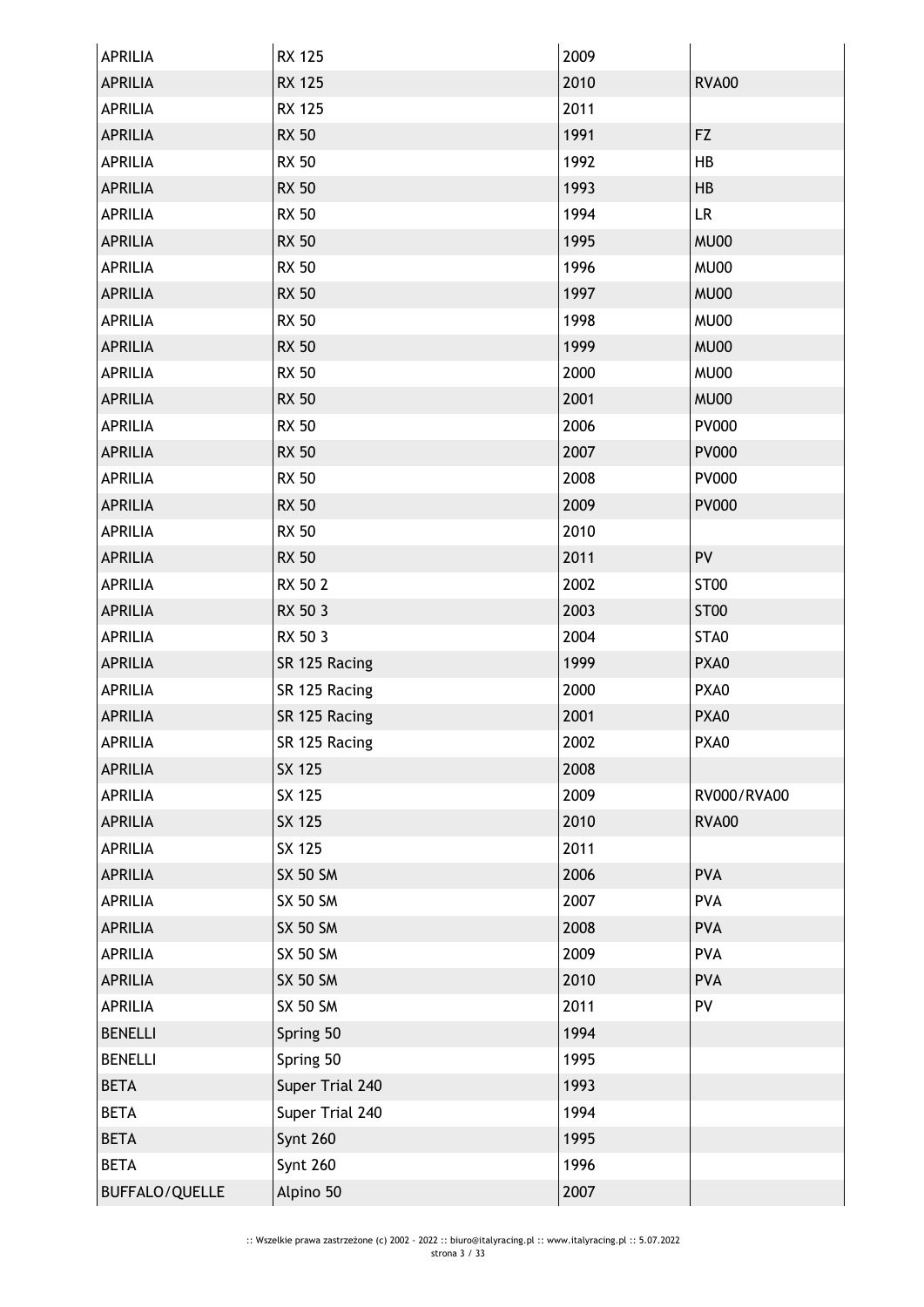| APRILIA | RX 125 | 2009 | |
|---|---|---|---|
| APRILIA | RX 125 | 2010 | RVA00 |
| APRILIA | RX 125 | 2011 | |
| APRILIA | RX 50 | 1991 | FZ |
| APRILIA | RX 50 | 1992 | HB |
| APRILIA | RX 50 | 1993 | HB |
| APRILIA | RX 50 | 1994 | LR |
| APRILIA | RX 50 | 1995 | MU00 |
| APRILIA | RX 50 | 1996 | MU00 |
| APRILIA | RX 50 | 1997 | MU00 |
| APRILIA | RX 50 | 1998 | MU00 |
| APRILIA | RX 50 | 1999 | MU00 |
| APRILIA | RX 50 | 2000 | MU00 |
| APRILIA | RX 50 | 2001 | MU00 |
| APRILIA | RX 50 | 2006 | PV000 |
| APRILIA | RX 50 | 2007 | PV000 |
| APRILIA | RX 50 | 2008 | PV000 |
| APRILIA | RX 50 | 2009 | PV000 |
| APRILIA | RX 50 | 2010 | |
| APRILIA | RX 50 | 2011 | PV |
| APRILIA | RX 50 2 | 2002 | ST00 |
| APRILIA | RX 50 3 | 2003 | ST00 |
| APRILIA | RX 50 3 | 2004 | STA0 |
| APRILIA | SR 125 Racing | 1999 | PXA0 |
| APRILIA | SR 125 Racing | 2000 | PXA0 |
| APRILIA | SR 125 Racing | 2001 | PXA0 |
| APRILIA | SR 125 Racing | 2002 | PXA0 |
| APRILIA | SX 125 | 2008 | |
| APRILIA | SX 125 | 2009 | RV000/RVA00 |
| APRILIA | SX 125 | 2010 | RVA00 |
| APRILIA | SX 125 | 2011 | |
| APRILIA | SX 50 SM | 2006 | PVA |
| APRILIA | SX 50 SM | 2007 | PVA |
| APRILIA | SX 50 SM | 2008 | PVA |
| APRILIA | SX 50 SM | 2009 | PVA |
| APRILIA | SX 50 SM | 2010 | PVA |
| APRILIA | SX 50 SM | 2011 | PV |
| BENELLI | Spring 50 | 1994 | |
| BENELLI | Spring 50 | 1995 | |
| BETA | Super Trial 240 | 1993 | |
| BETA | Super Trial 240 | 1994 | |
| BETA | Synt 260 | 1995 | |
| BETA | Synt 260 | 1996 | |
| BUFFALO/QUELLE | Alpino 50 | 2007 | |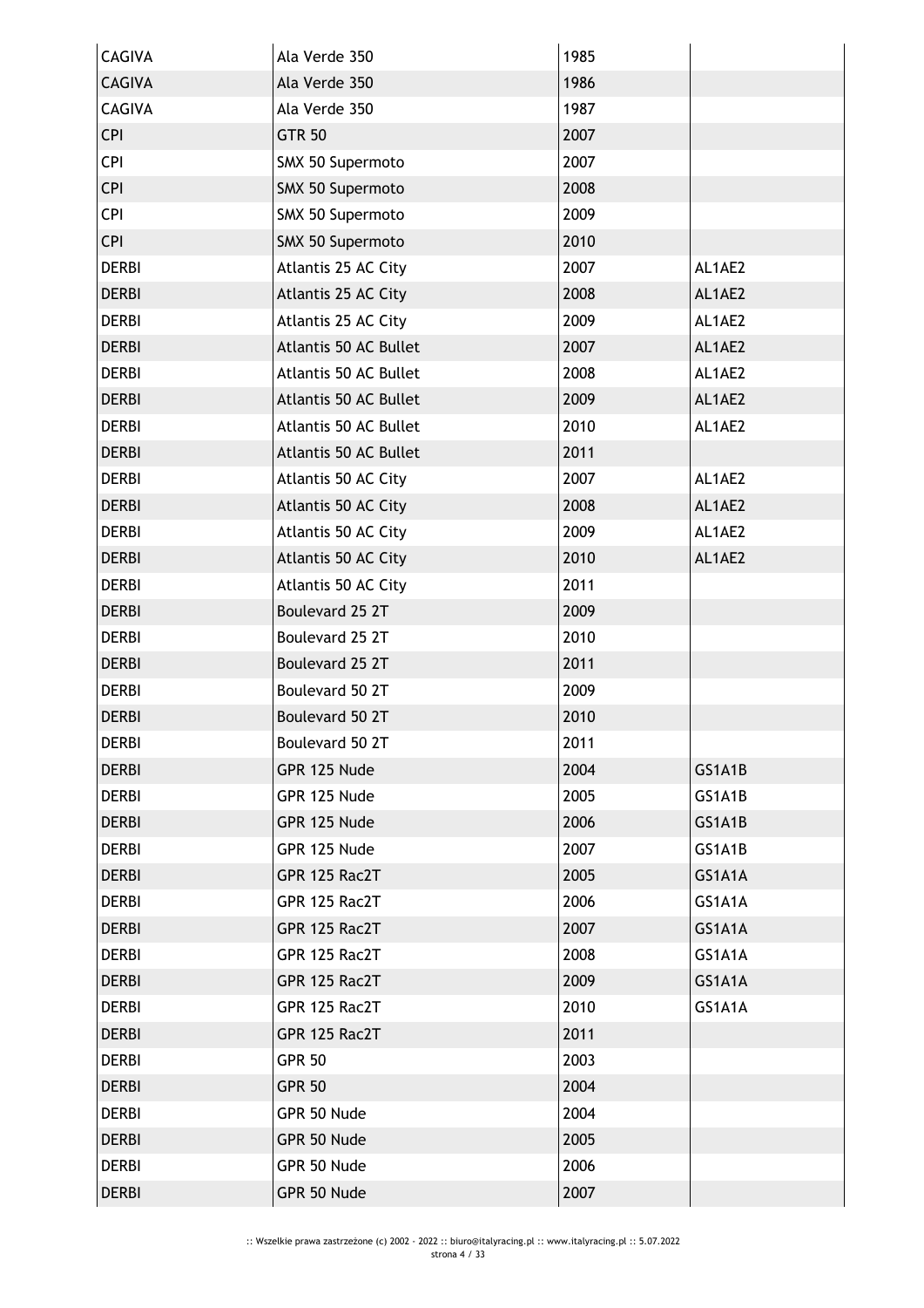| | | | |
|---|---|---|---|
| CAGIVA | Ala Verde 350 | 1985 | |
| CAGIVA | Ala Verde 350 | 1986 | |
| CAGIVA | Ala Verde 350 | 1987 | |
| CPI | GTR 50 | 2007 | |
| CPI | SMX 50 Supermoto | 2007 | |
| CPI | SMX 50 Supermoto | 2008 | |
| CPI | SMX 50 Supermoto | 2009 | |
| CPI | SMX 50 Supermoto | 2010 | |
| DERBI | Atlantis 25 AC City | 2007 | AL1AE2 |
| DERBI | Atlantis 25 AC City | 2008 | AL1AE2 |
| DERBI | Atlantis 25 AC City | 2009 | AL1AE2 |
| DERBI | Atlantis 50 AC Bullet | 2007 | AL1AE2 |
| DERBI | Atlantis 50 AC Bullet | 2008 | AL1AE2 |
| DERBI | Atlantis 50 AC Bullet | 2009 | AL1AE2 |
| DERBI | Atlantis 50 AC Bullet | 2010 | AL1AE2 |
| DERBI | Atlantis 50 AC Bullet | 2011 | |
| DERBI | Atlantis 50 AC City | 2007 | AL1AE2 |
| DERBI | Atlantis 50 AC City | 2008 | AL1AE2 |
| DERBI | Atlantis 50 AC City | 2009 | AL1AE2 |
| DERBI | Atlantis 50 AC City | 2010 | AL1AE2 |
| DERBI | Atlantis 50 AC City | 2011 | |
| DERBI | Boulevard 25 2T | 2009 | |
| DERBI | Boulevard 25 2T | 2010 | |
| DERBI | Boulevard 25 2T | 2011 | |
| DERBI | Boulevard 50 2T | 2009 | |
| DERBI | Boulevard 50 2T | 2010 | |
| DERBI | Boulevard 50 2T | 2011 | |
| DERBI | GPR 125 Nude | 2004 | GS1A1B |
| DERBI | GPR 125 Nude | 2005 | GS1A1B |
| DERBI | GPR 125 Nude | 2006 | GS1A1B |
| DERBI | GPR 125 Nude | 2007 | GS1A1B |
| DERBI | GPR 125 Rac2T | 2005 | GS1A1A |
| DERBI | GPR 125 Rac2T | 2006 | GS1A1A |
| DERBI | GPR 125 Rac2T | 2007 | GS1A1A |
| DERBI | GPR 125 Rac2T | 2008 | GS1A1A |
| DERBI | GPR 125 Rac2T | 2009 | GS1A1A |
| DERBI | GPR 125 Rac2T | 2010 | GS1A1A |
| DERBI | GPR 125 Rac2T | 2011 | |
| DERBI | GPR 50 | 2003 | |
| DERBI | GPR 50 | 2004 | |
| DERBI | GPR 50 Nude | 2004 | |
| DERBI | GPR 50 Nude | 2005 | |
| DERBI | GPR 50 Nude | 2006 | |
| DERBI | GPR 50 Nude | 2007 | |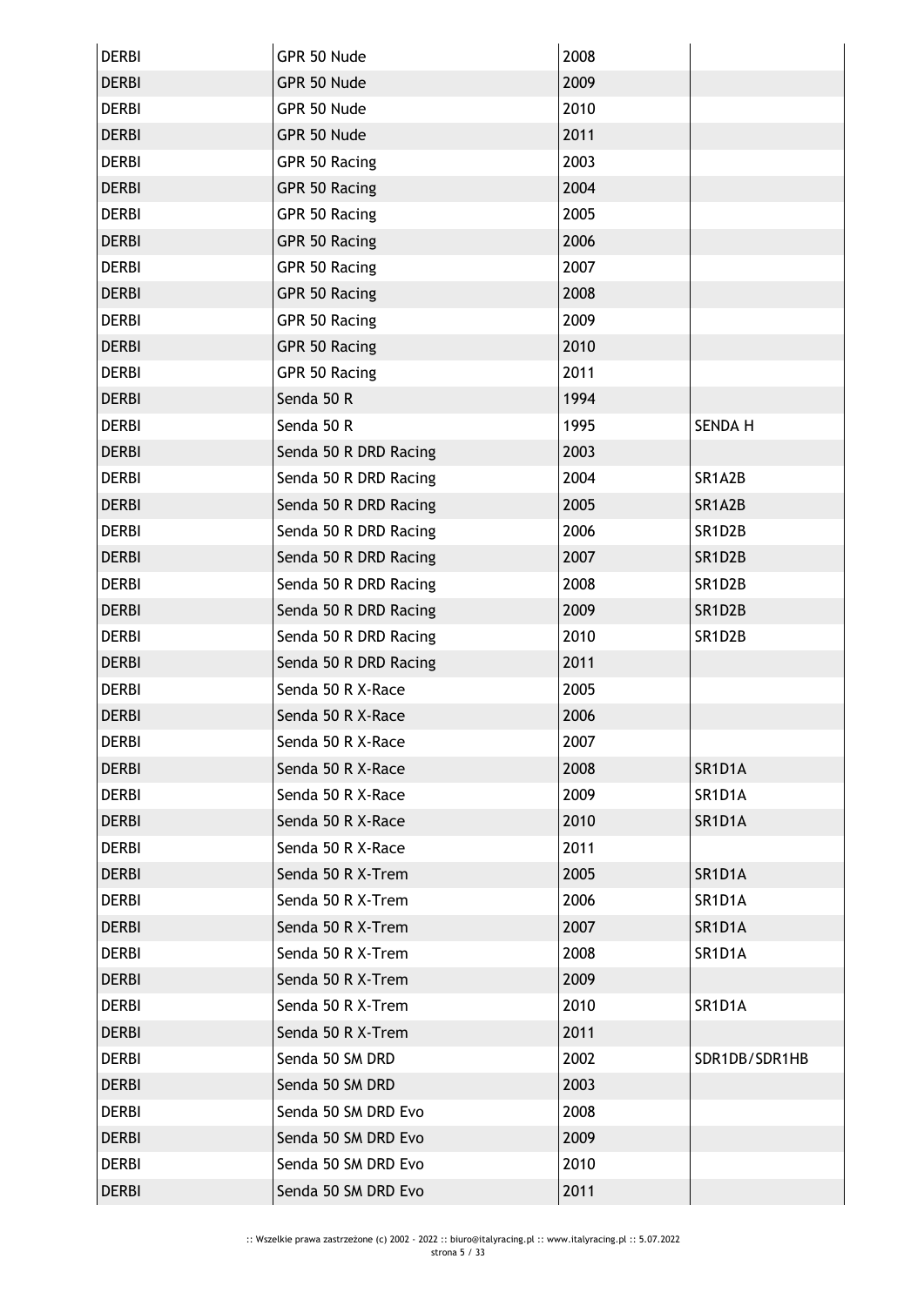| DERBI | GPR 50 Nude | 2008 | |
|---|---|---|---|
| DERBI | GPR 50 Nude | 2009 | |
| DERBI | GPR 50 Nude | 2010 | |
| DERBI | GPR 50 Nude | 2011 | |
| DERBI | GPR 50 Racing | 2003 | |
| DERBI | GPR 50 Racing | 2004 | |
| DERBI | GPR 50 Racing | 2005 | |
| DERBI | GPR 50 Racing | 2006 | |
| DERBI | GPR 50 Racing | 2007 | |
| DERBI | GPR 50 Racing | 2008 | |
| DERBI | GPR 50 Racing | 2009 | |
| DERBI | GPR 50 Racing | 2010 | |
| DERBI | GPR 50 Racing | 2011 | |
| DERBI | Senda 50 R | 1994 | |
| DERBI | Senda 50 R | 1995 | SENDA H |
| DERBI | Senda 50 R DRD Racing | 2003 | |
| DERBI | Senda 50 R DRD Racing | 2004 | SR1A2B |
| DERBI | Senda 50 R DRD Racing | 2005 | SR1A2B |
| DERBI | Senda 50 R DRD Racing | 2006 | SR1D2B |
| DERBI | Senda 50 R DRD Racing | 2007 | SR1D2B |
| DERBI | Senda 50 R DRD Racing | 2008 | SR1D2B |
| DERBI | Senda 50 R DRD Racing | 2009 | SR1D2B |
| DERBI | Senda 50 R DRD Racing | 2010 | SR1D2B |
| DERBI | Senda 50 R DRD Racing | 2011 | |
| DERBI | Senda 50 R X-Race | 2005 | |
| DERBI | Senda 50 R X-Race | 2006 | |
| DERBI | Senda 50 R X-Race | 2007 | |
| DERBI | Senda 50 R X-Race | 2008 | SR1D1A |
| DERBI | Senda 50 R X-Race | 2009 | SR1D1A |
| DERBI | Senda 50 R X-Race | 2010 | SR1D1A |
| DERBI | Senda 50 R X-Race | 2011 | |
| DERBI | Senda 50 R X-Trem | 2005 | SR1D1A |
| DERBI | Senda 50 R X-Trem | 2006 | SR1D1A |
| DERBI | Senda 50 R X-Trem | 2007 | SR1D1A |
| DERBI | Senda 50 R X-Trem | 2008 | SR1D1A |
| DERBI | Senda 50 R X-Trem | 2009 | |
| DERBI | Senda 50 R X-Trem | 2010 | SR1D1A |
| DERBI | Senda 50 R X-Trem | 2011 | |
| DERBI | Senda 50 SM DRD | 2002 | SDR1DB/SDR1HB |
| DERBI | Senda 50 SM DRD | 2003 | |
| DERBI | Senda 50 SM DRD Evo | 2008 | |
| DERBI | Senda 50 SM DRD Evo | 2009 | |
| DERBI | Senda 50 SM DRD Evo | 2010 | |
| DERBI | Senda 50 SM DRD Evo | 2011 | |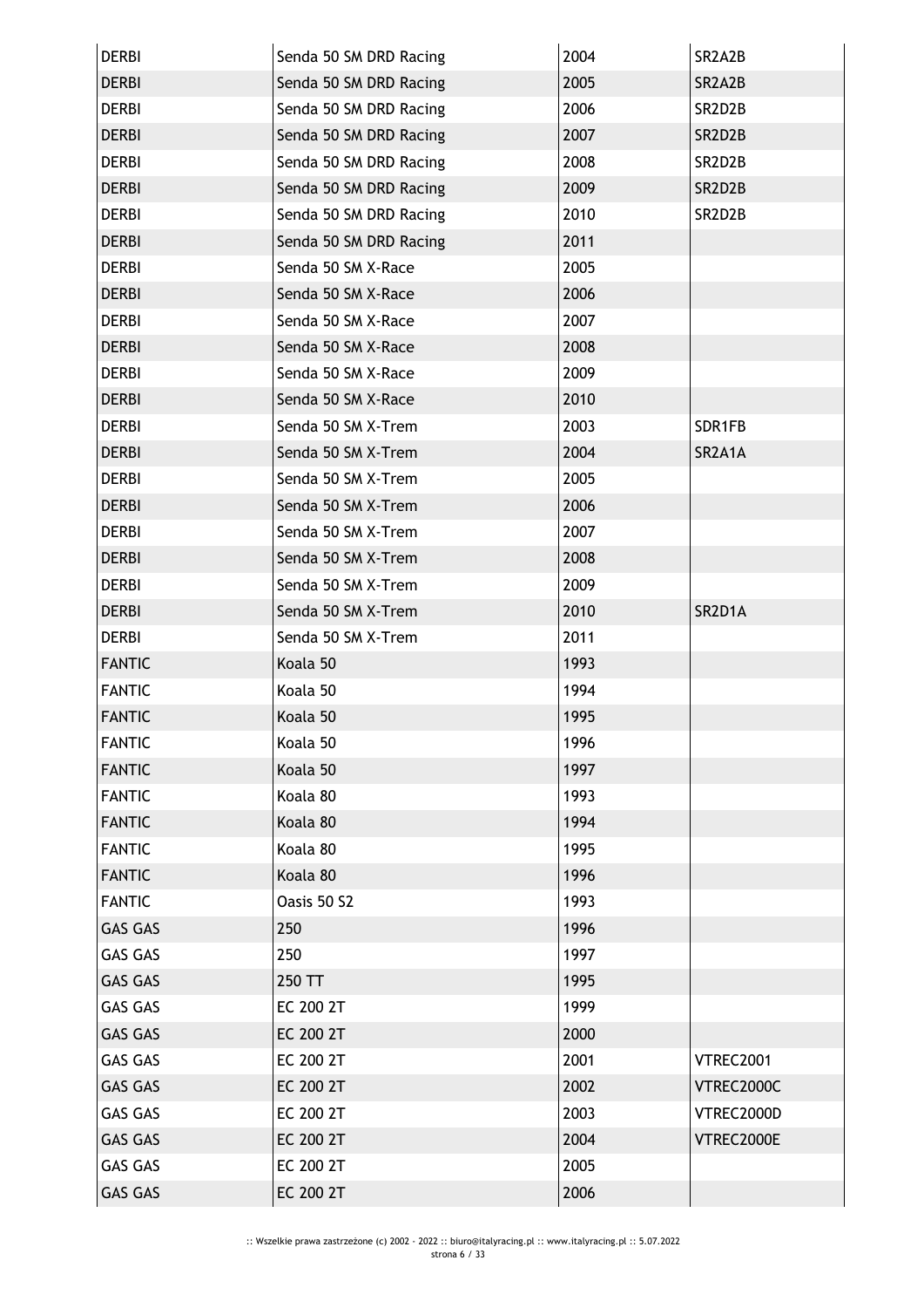| DERBI | Senda 50 SM DRD Racing | 2004 | SR2A2B |
|---|---|---|---|
| DERBI | Senda 50 SM DRD Racing | 2005 | SR2A2B |
| DERBI | Senda 50 SM DRD Racing | 2006 | SR2D2B |
| DERBI | Senda 50 SM DRD Racing | 2007 | SR2D2B |
| DERBI | Senda 50 SM DRD Racing | 2008 | SR2D2B |
| DERBI | Senda 50 SM DRD Racing | 2009 | SR2D2B |
| DERBI | Senda 50 SM DRD Racing | 2010 | SR2D2B |
| DERBI | Senda 50 SM DRD Racing | 2011 | |
| DERBI | Senda 50 SM X-Race | 2005 | |
| DERBI | Senda 50 SM X-Race | 2006 | |
| DERBI | Senda 50 SM X-Race | 2007 | |
| DERBI | Senda 50 SM X-Race | 2008 | |
| DERBI | Senda 50 SM X-Race | 2009 | |
| DERBI | Senda 50 SM X-Race | 2010 | |
| DERBI | Senda 50 SM X-Trem | 2003 | SDR1FB |
| DERBI | Senda 50 SM X-Trem | 2004 | SR2A1A |
| DERBI | Senda 50 SM X-Trem | 2005 | |
| DERBI | Senda 50 SM X-Trem | 2006 | |
| DERBI | Senda 50 SM X-Trem | 2007 | |
| DERBI | Senda 50 SM X-Trem | 2008 | |
| DERBI | Senda 50 SM X-Trem | 2009 | |
| DERBI | Senda 50 SM X-Trem | 2010 | SR2D1A |
| DERBI | Senda 50 SM X-Trem | 2011 | |
| FANTIC | Koala 50 | 1993 | |
| FANTIC | Koala 50 | 1994 | |
| FANTIC | Koala 50 | 1995 | |
| FANTIC | Koala 50 | 1996 | |
| FANTIC | Koala 50 | 1997 | |
| FANTIC | Koala 80 | 1993 | |
| FANTIC | Koala 80 | 1994 | |
| FANTIC | Koala 80 | 1995 | |
| FANTIC | Koala 80 | 1996 | |
| FANTIC | Oasis 50 S2 | 1993 | |
| GAS GAS | 250 | 1996 | |
| GAS GAS | 250 | 1997 | |
| GAS GAS | 250 TT | 1995 | |
| GAS GAS | EC 200 2T | 1999 | |
| GAS GAS | EC 200 2T | 2000 | |
| GAS GAS | EC 200 2T | 2001 | VTREC2001 |
| GAS GAS | EC 200 2T | 2002 | VTREC2000C |
| GAS GAS | EC 200 2T | 2003 | VTREC2000D |
| GAS GAS | EC 200 2T | 2004 | VTREC2000E |
| GAS GAS | EC 200 2T | 2005 | |
| GAS GAS | EC 200 2T | 2006 | |

:: Wszelkie prawa zastrzeżone (c) 2002 - 2022 :: biuro@italyracing.pl :: www.italyracing.pl :: 5.07.2022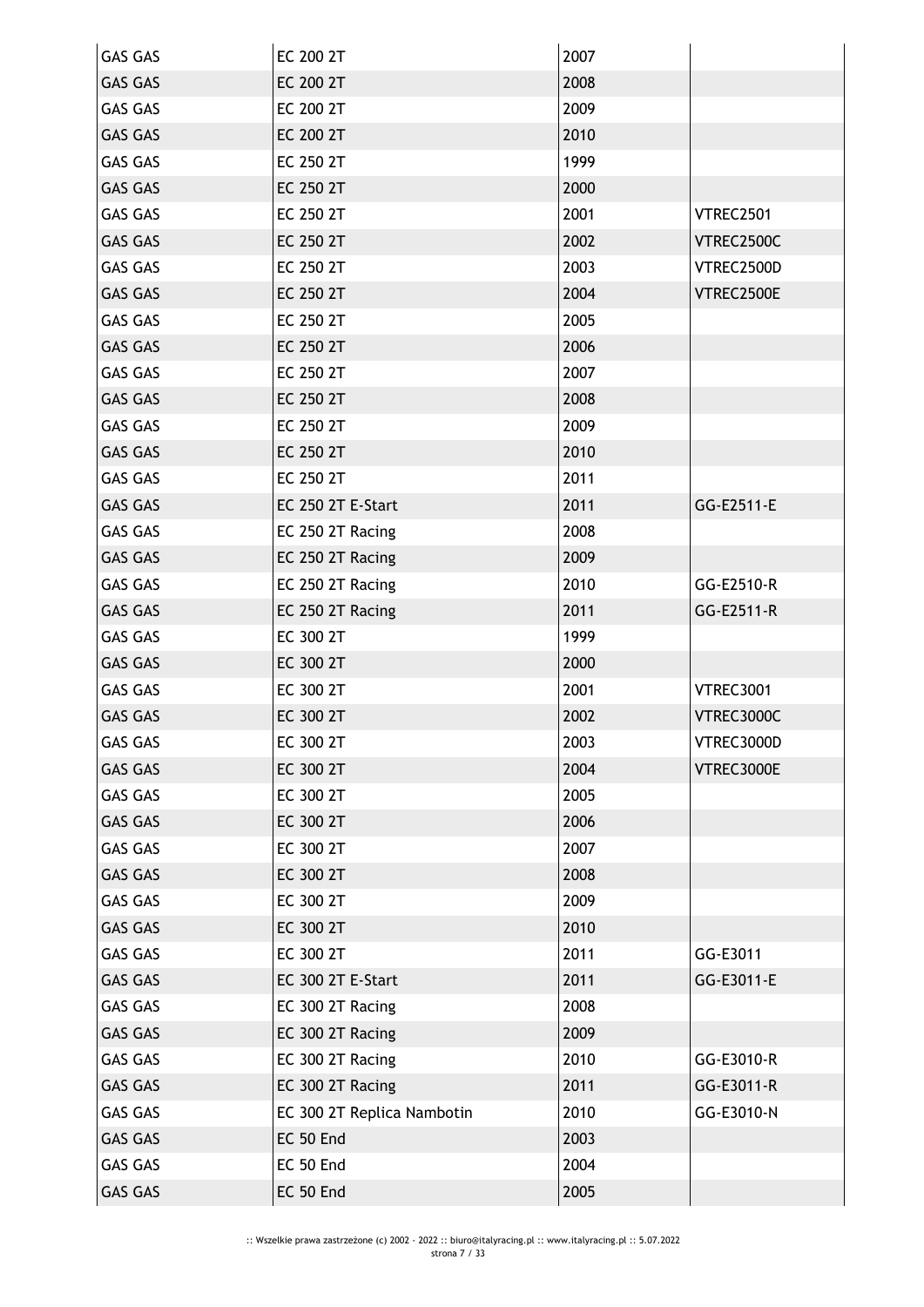| GAS GAS | EC 200 2T | 2007 | |
|---|---|---|---|
| GAS GAS | EC 200 2T | 2008 | |
| GAS GAS | EC 200 2T | 2009 | |
| GAS GAS | EC 200 2T | 2010 | |
| GAS GAS | EC 250 2T | 1999 | |
| GAS GAS | EC 250 2T | 2000 | |
| GAS GAS | EC 250 2T | 2001 | VTREC2501 |
| GAS GAS | EC 250 2T | 2002 | VTREC2500C |
| GAS GAS | EC 250 2T | 2003 | VTREC2500D |
| GAS GAS | EC 250 2T | 2004 | VTREC2500E |
| GAS GAS | EC 250 2T | 2005 | |
| GAS GAS | EC 250 2T | 2006 | |
| GAS GAS | EC 250 2T | 2007 | |
| GAS GAS | EC 250 2T | 2008 | |
| GAS GAS | EC 250 2T | 2009 | |
| GAS GAS | EC 250 2T | 2010 | |
| GAS GAS | EC 250 2T | 2011 | |
| GAS GAS | EC 250 2T E-Start | 2011 | GG-E2511-E |
| GAS GAS | EC 250 2T Racing | 2008 | |
| GAS GAS | EC 250 2T Racing | 2009 | |
| GAS GAS | EC 250 2T Racing | 2010 | GG-E2510-R |
| GAS GAS | EC 250 2T Racing | 2011 | GG-E2511-R |
| GAS GAS | EC 300 2T | 1999 | |
| GAS GAS | EC 300 2T | 2000 | |
| GAS GAS | EC 300 2T | 2001 | VTREC3001 |
| GAS GAS | EC 300 2T | 2002 | VTREC3000C |
| GAS GAS | EC 300 2T | 2003 | VTREC3000D |
| GAS GAS | EC 300 2T | 2004 | VTREC3000E |
| GAS GAS | EC 300 2T | 2005 | |
| GAS GAS | EC 300 2T | 2006 | |
| GAS GAS | EC 300 2T | 2007 | |
| GAS GAS | EC 300 2T | 2008 | |
| GAS GAS | EC 300 2T | 2009 | |
| GAS GAS | EC 300 2T | 2010 | |
| GAS GAS | EC 300 2T | 2011 | GG-E3011 |
| GAS GAS | EC 300 2T E-Start | 2011 | GG-E3011-E |
| GAS GAS | EC 300 2T Racing | 2008 | |
| GAS GAS | EC 300 2T Racing | 2009 | |
| GAS GAS | EC 300 2T Racing | 2010 | GG-E3010-R |
| GAS GAS | EC 300 2T Racing | 2011 | GG-E3011-R |
| GAS GAS | EC 300 2T Replica Nambotin | 2010 | GG-E3010-N |
| GAS GAS | EC 50 End | 2003 | |
| GAS GAS | EC 50 End | 2004 | |
| GAS GAS | EC 50 End | 2005 | |

:: Wszelkie prawa zastrzeżone (c) 2002 - 2022 :: biuro@italyracing.pl :: www.italyracing.pl :: 5.07.2022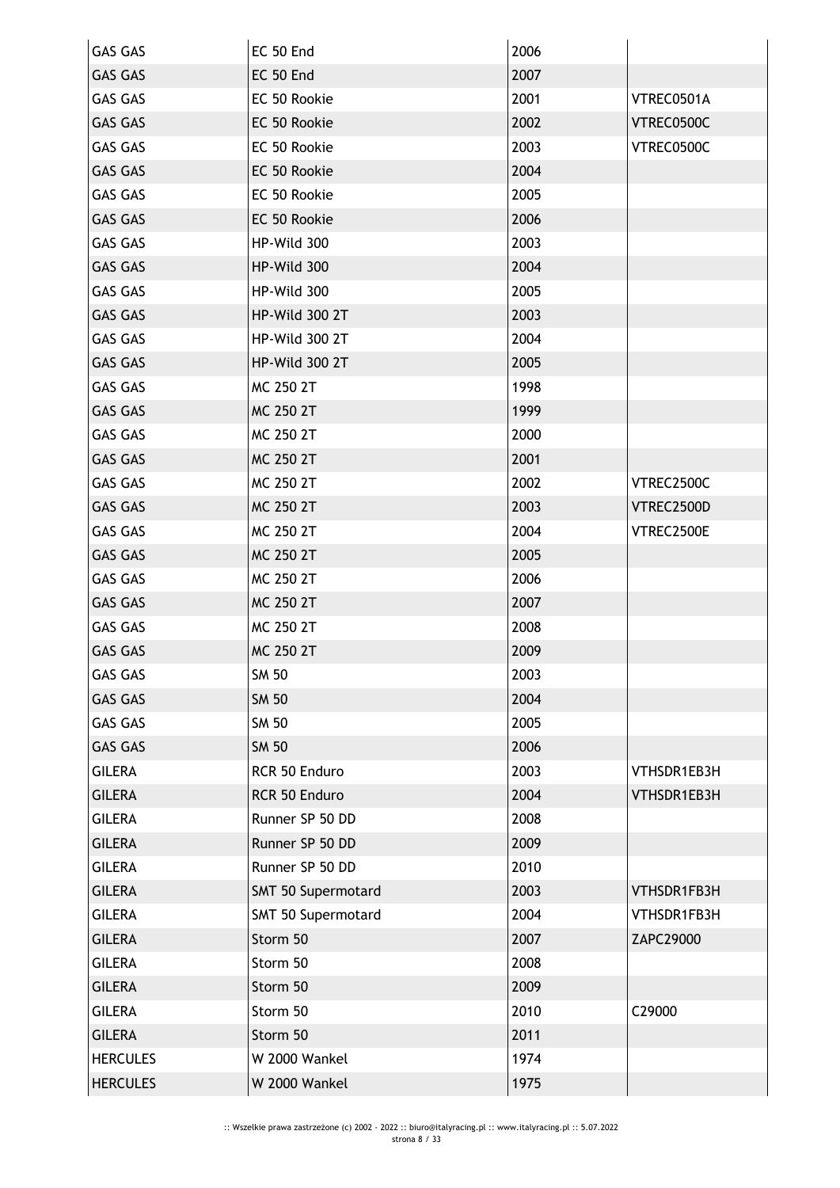| GAS GAS | EC 50 End | 2006 | |
|---|---|---|---|
| GAS GAS | EC 50 End | 2007 | |
| GAS GAS | EC 50 Rookie | 2001 | VTREC0501A |
| GAS GAS | EC 50 Rookie | 2002 | VTREC0500C |
| GAS GAS | EC 50 Rookie | 2003 | VTREC0500C |
| GAS GAS | EC 50 Rookie | 2004 | |
| GAS GAS | EC 50 Rookie | 2005 | |
| GAS GAS | EC 50 Rookie | 2006 | |
| GAS GAS | HP-Wild 300 | 2003 | |
| GAS GAS | HP-Wild 300 | 2004 | |
| GAS GAS | HP-Wild 300 | 2005 | |
| GAS GAS | HP-Wild 300 2T | 2003 | |
| GAS GAS | HP-Wild 300 2T | 2004 | |
| GAS GAS | HP-Wild 300 2T | 2005 | |
| GAS GAS | MC 250 2T | 1998 | |
| GAS GAS | MC 250 2T | 1999 | |
| GAS GAS | MC 250 2T | 2000 | |
| GAS GAS | MC 250 2T | 2001 | |
| GAS GAS | MC 250 2T | 2002 | VTREC2500C |
| GAS GAS | MC 250 2T | 2003 | VTREC2500D |
| GAS GAS | MC 250 2T | 2004 | VTREC2500E |
| GAS GAS | MC 250 2T | 2005 | |
| GAS GAS | MC 250 2T | 2006 | |
| GAS GAS | MC 250 2T | 2007 | |
| GAS GAS | MC 250 2T | 2008 | |
| GAS GAS | MC 250 2T | 2009 | |
| GAS GAS | SM 50 | 2003 | |
| GAS GAS | SM 50 | 2004 | |
| GAS GAS | SM 50 | 2005 | |
| GAS GAS | SM 50 | 2006 | |
| GILERA | RCR 50 Enduro | 2003 | VTHSDR1EB3H |
| GILERA | RCR 50 Enduro | 2004 | VTHSDR1EB3H |
| GILERA | Runner SP 50 DD | 2008 | |
| GILERA | Runner SP 50 DD | 2009 | |
| GILERA | Runner SP 50 DD | 2010 | |
| GILERA | SMT 50 Supermotard | 2003 | VTHSDR1FB3H |
| GILERA | SMT 50 Supermotard | 2004 | VTHSDR1FB3H |
| GILERA | Storm 50 | 2007 | ZAPC29000 |
| GILERA | Storm 50 | 2008 | |
| GILERA | Storm 50 | 2009 | |
| GILERA | Storm 50 | 2010 | C29000 |
| GILERA | Storm 50 | 2011 | |
| HERCULES | W 2000 Wankel | 1974 | |
| HERCULES | W 2000 Wankel | 1975 | |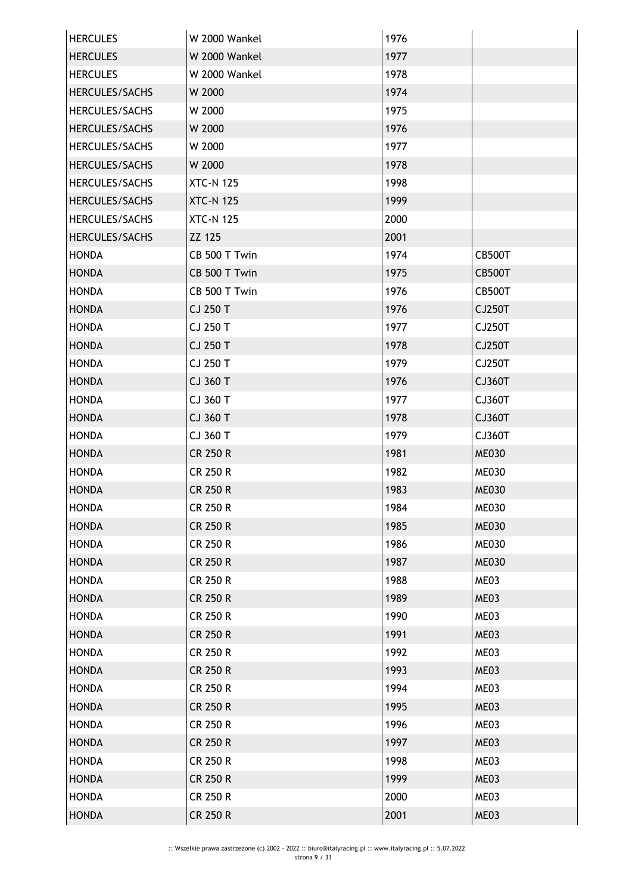| | | | |
|---|---|---|---|
| HERCULES | W 2000 Wankel | 1976 | |
| HERCULES | W 2000 Wankel | 1977 | |
| HERCULES | W 2000 Wankel | 1978 | |
| HERCULES/SACHS | W 2000 | 1974 | |
| HERCULES/SACHS | W 2000 | 1975 | |
| HERCULES/SACHS | W 2000 | 1976 | |
| HERCULES/SACHS | W 2000 | 1977 | |
| HERCULES/SACHS | W 2000 | 1978 | |
| HERCULES/SACHS | XTC-N 125 | 1998 | |
| HERCULES/SACHS | XTC-N 125 | 1999 | |
| HERCULES/SACHS | XTC-N 125 | 2000 | |
| HERCULES/SACHS | ZZ 125 | 2001 | |
| HONDA | CB 500 T Twin | 1974 | CB500T |
| HONDA | CB 500 T Twin | 1975 | CB500T |
| HONDA | CB 500 T Twin | 1976 | CB500T |
| HONDA | CJ 250 T | 1976 | CJ250T |
| HONDA | CJ 250 T | 1977 | CJ250T |
| HONDA | CJ 250 T | 1978 | CJ250T |
| HONDA | CJ 250 T | 1979 | CJ250T |
| HONDA | CJ 360 T | 1976 | CJ360T |
| HONDA | CJ 360 T | 1977 | CJ360T |
| HONDA | CJ 360 T | 1978 | CJ360T |
| HONDA | CJ 360 T | 1979 | CJ360T |
| HONDA | CR 250 R | 1981 | ME030 |
| HONDA | CR 250 R | 1982 | ME030 |
| HONDA | CR 250 R | 1983 | ME030 |
| HONDA | CR 250 R | 1984 | ME030 |
| HONDA | CR 250 R | 1985 | ME030 |
| HONDA | CR 250 R | 1986 | ME030 |
| HONDA | CR 250 R | 1987 | ME030 |
| HONDA | CR 250 R | 1988 | ME03 |
| HONDA | CR 250 R | 1989 | ME03 |
| HONDA | CR 250 R | 1990 | ME03 |
| HONDA | CR 250 R | 1991 | ME03 |
| HONDA | CR 250 R | 1992 | ME03 |
| HONDA | CR 250 R | 1993 | ME03 |
| HONDA | CR 250 R | 1994 | ME03 |
| HONDA | CR 250 R | 1995 | ME03 |
| HONDA | CR 250 R | 1996 | ME03 |
| HONDA | CR 250 R | 1997 | ME03 |
| HONDA | CR 250 R | 1998 | ME03 |
| HONDA | CR 250 R | 1999 | ME03 |
| HONDA | CR 250 R | 2000 | ME03 |
| HONDA | CR 250 R | 2001 | ME03 |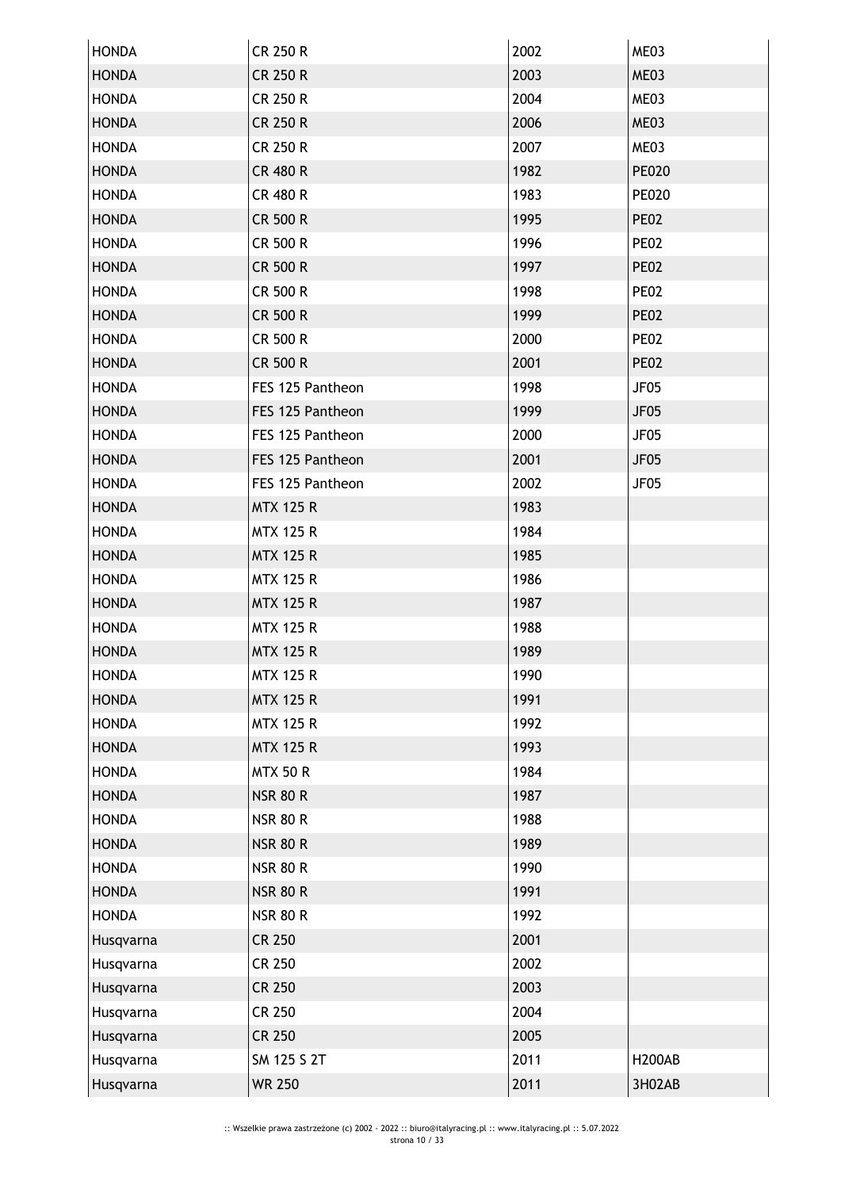| HONDA | CR 250 R | 2002 | ME03 |
|---|---|---|---|
| HONDA | CR 250 R | 2003 | ME03 |
| HONDA | CR 250 R | 2004 | ME03 |
| HONDA | CR 250 R | 2006 | ME03 |
| HONDA | CR 250 R | 2007 | ME03 |
| HONDA | CR 480 R | 1982 | PE020 |
| HONDA | CR 480 R | 1983 | PE020 |
| HONDA | CR 500 R | 1995 | PE02 |
| HONDA | CR 500 R | 1996 | PE02 |
| HONDA | CR 500 R | 1997 | PE02 |
| HONDA | CR 500 R | 1998 | PE02 |
| HONDA | CR 500 R | 1999 | PE02 |
| HONDA | CR 500 R | 2000 | PE02 |
| HONDA | CR 500 R | 2001 | PE02 |
| HONDA | FES 125 Pantheon | 1998 | JF05 |
| HONDA | FES 125 Pantheon | 1999 | JF05 |
| HONDA | FES 125 Pantheon | 2000 | JF05 |
| HONDA | FES 125 Pantheon | 2001 | JF05 |
| HONDA | FES 125 Pantheon | 2002 | JF05 |
| HONDA | MTX 125 R | 1983 | |
| HONDA | MTX 125 R | 1984 | |
| HONDA | MTX 125 R | 1985 | |
| HONDA | MTX 125 R | 1986 | |
| HONDA | MTX 125 R | 1987 | |
| HONDA | MTX 125 R | 1988 | |
| HONDA | MTX 125 R | 1989 | |
| HONDA | MTX 125 R | 1990 | |
| HONDA | MTX 125 R | 1991 | |
| HONDA | MTX 125 R | 1992 | |
| HONDA | MTX 125 R | 1993 | |
| HONDA | MTX 50 R | 1984 | |
| HONDA | NSR 80 R | 1987 | |
| HONDA | NSR 80 R | 1988 | |
| HONDA | NSR 80 R | 1989 | |
| HONDA | NSR 80 R | 1990 | |
| HONDA | NSR 80 R | 1991 | |
| HONDA | NSR 80 R | 1992 | |
| Husqvarna | CR 250 | 2001 | |
| Husqvarna | CR 250 | 2002 | |
| Husqvarna | CR 250 | 2003 | |
| Husqvarna | CR 250 | 2004 | |
| Husqvarna | CR 250 | 2005 | |
| Husqvarna | SM 125 S 2T | 2011 | H200AB |
| Husqvarna | WR 250 | 2011 | 3H02AB |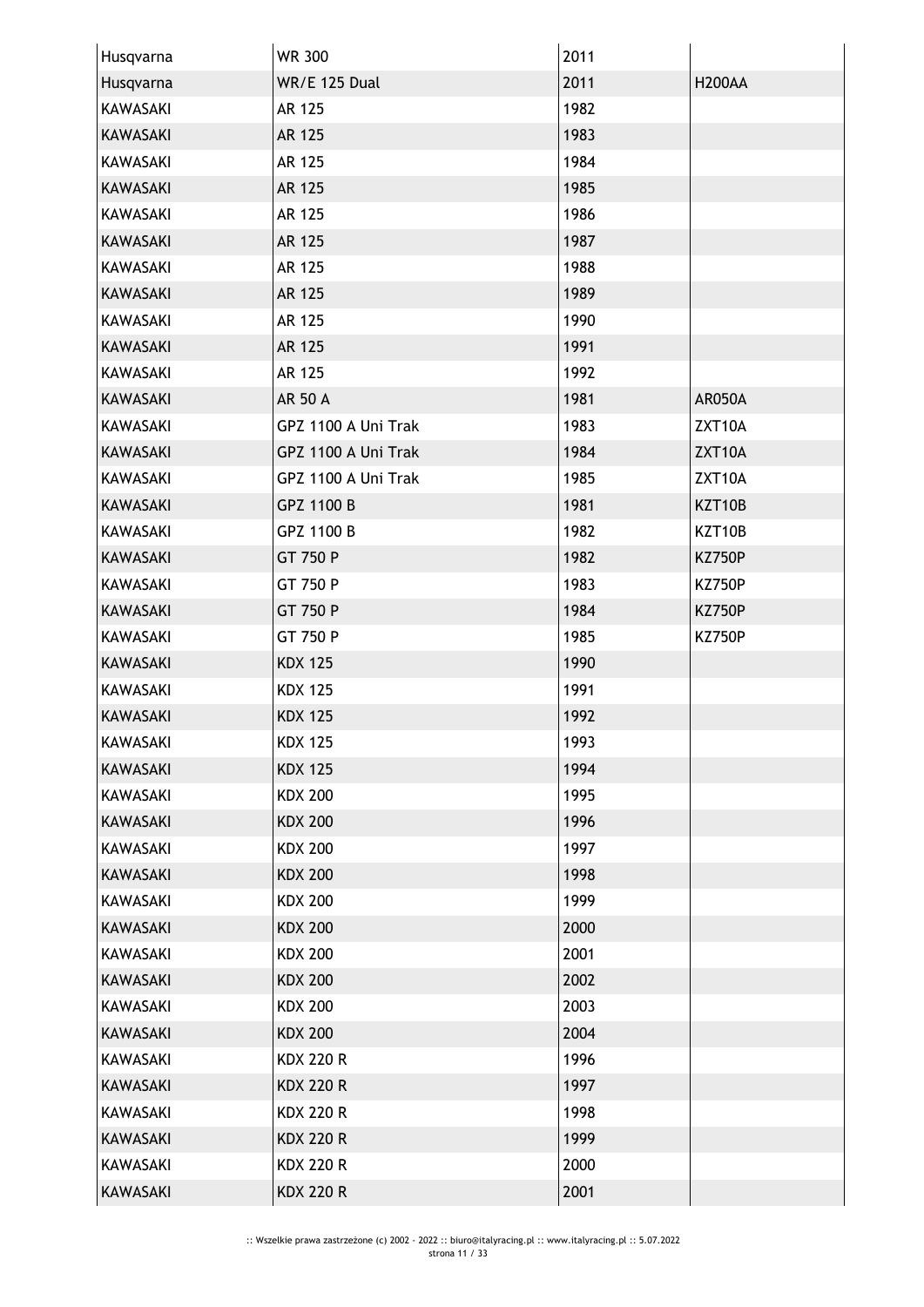| Husqvarna | WR 300 | 2011 | |
|---|---|---|---|
| Husqvarna | WR/E 125 Dual | 2011 | H200AA |
| KAWASAKI | AR 125 | 1982 | |
| KAWASAKI | AR 125 | 1983 | |
| KAWASAKI | AR 125 | 1984 | |
| KAWASAKI | AR 125 | 1985 | |
| KAWASAKI | AR 125 | 1986 | |
| KAWASAKI | AR 125 | 1987 | |
| KAWASAKI | AR 125 | 1988 | |
| KAWASAKI | AR 125 | 1989 | |
| KAWASAKI | AR 125 | 1990 | |
| KAWASAKI | AR 125 | 1991 | |
| KAWASAKI | AR 125 | 1992 | |
| KAWASAKI | AR 50 A | 1981 | AR050A |
| KAWASAKI | GPZ 1100 A Uni Trak | 1983 | ZXT10A |
| KAWASAKI | GPZ 1100 A Uni Trak | 1984 | ZXT10A |
| KAWASAKI | GPZ 1100 A Uni Trak | 1985 | ZXT10A |
| KAWASAKI | GPZ 1100 B | 1981 | KZT10B |
| KAWASAKI | GPZ 1100 B | 1982 | KZT10B |
| KAWASAKI | GT 750 P | 1982 | KZ750P |
| KAWASAKI | GT 750 P | 1983 | KZ750P |
| KAWASAKI | GT 750 P | 1984 | KZ750P |
| KAWASAKI | GT 750 P | 1985 | KZ750P |
| KAWASAKI | KDX 125 | 1990 | |
| KAWASAKI | KDX 125 | 1991 | |
| KAWASAKI | KDX 125 | 1992 | |
| KAWASAKI | KDX 125 | 1993 | |
| KAWASAKI | KDX 125 | 1994 | |
| KAWASAKI | KDX 200 | 1995 | |
| KAWASAKI | KDX 200 | 1996 | |
| KAWASAKI | KDX 200 | 1997 | |
| KAWASAKI | KDX 200 | 1998 | |
| KAWASAKI | KDX 200 | 1999 | |
| KAWASAKI | KDX 200 | 2000 | |
| KAWASAKI | KDX 200 | 2001 | |
| KAWASAKI | KDX 200 | 2002 | |
| KAWASAKI | KDX 200 | 2003 | |
| KAWASAKI | KDX 200 | 2004 | |
| KAWASAKI | KDX 220 R | 1996 | |
| KAWASAKI | KDX 220 R | 1997 | |
| KAWASAKI | KDX 220 R | 1998 | |
| KAWASAKI | KDX 220 R | 1999 | |
| KAWASAKI | KDX 220 R | 2000 | |
| KAWASAKI | KDX 220 R | 2001 | |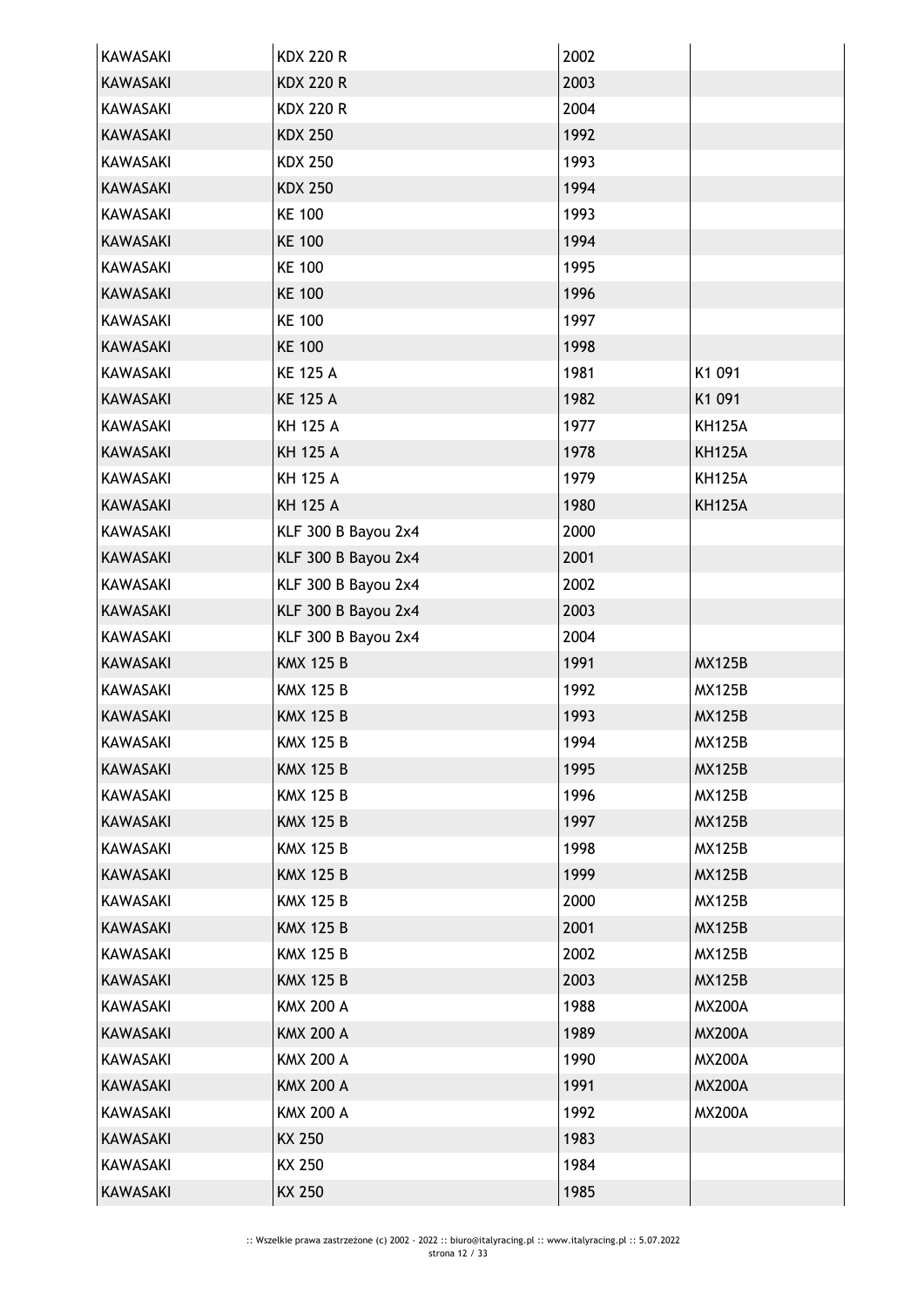| KAWASAKI | KDX 220 R | 2002 | |
|---|---|---|---|
| KAWASAKI | KDX 220 R | 2003 | |
| KAWASAKI | KDX 220 R | 2004 | |
| KAWASAKI | KDX 250 | 1992 | |
| KAWASAKI | KDX 250 | 1993 | |
| KAWASAKI | KDX 250 | 1994 | |
| KAWASAKI | KE 100 | 1993 | |
| KAWASAKI | KE 100 | 1994 | |
| KAWASAKI | KE 100 | 1995 | |
| KAWASAKI | KE 100 | 1996 | |
| KAWASAKI | KE 100 | 1997 | |
| KAWASAKI | KE 100 | 1998 | |
| KAWASAKI | KE 125 A | 1981 | K1 091 |
| KAWASAKI | KE 125 A | 1982 | K1 091 |
| KAWASAKI | KH 125 A | 1977 | KH125A |
| KAWASAKI | KH 125 A | 1978 | KH125A |
| KAWASAKI | KH 125 A | 1979 | KH125A |
| KAWASAKI | KH 125 A | 1980 | KH125A |
| KAWASAKI | KLF 300 B Bayou 2x4 | 2000 | |
| KAWASAKI | KLF 300 B Bayou 2x4 | 2001 | |
| KAWASAKI | KLF 300 B Bayou 2x4 | 2002 | |
| KAWASAKI | KLF 300 B Bayou 2x4 | 2003 | |
| KAWASAKI | KLF 300 B Bayou 2x4 | 2004 | |
| KAWASAKI | KMX 125 B | 1991 | MX125B |
| KAWASAKI | KMX 125 B | 1992 | MX125B |
| KAWASAKI | KMX 125 B | 1993 | MX125B |
| KAWASAKI | KMX 125 B | 1994 | MX125B |
| KAWASAKI | KMX 125 B | 1995 | MX125B |
| KAWASAKI | KMX 125 B | 1996 | MX125B |
| KAWASAKI | KMX 125 B | 1997 | MX125B |
| KAWASAKI | KMX 125 B | 1998 | MX125B |
| KAWASAKI | KMX 125 B | 1999 | MX125B |
| KAWASAKI | KMX 125 B | 2000 | MX125B |
| KAWASAKI | KMX 125 B | 2001 | MX125B |
| KAWASAKI | KMX 125 B | 2002 | MX125B |
| KAWASAKI | KMX 125 B | 2003 | MX125B |
| KAWASAKI | KMX 200 A | 1988 | MX200A |
| KAWASAKI | KMX 200 A | 1989 | MX200A |
| KAWASAKI | KMX 200 A | 1990 | MX200A |
| KAWASAKI | KMX 200 A | 1991 | MX200A |
| KAWASAKI | KMX 200 A | 1992 | MX200A |
| KAWASAKI | KX 250 | 1983 | |
| KAWASAKI | KX 250 | 1984 | |
| KAWASAKI | KX 250 | 1985 | |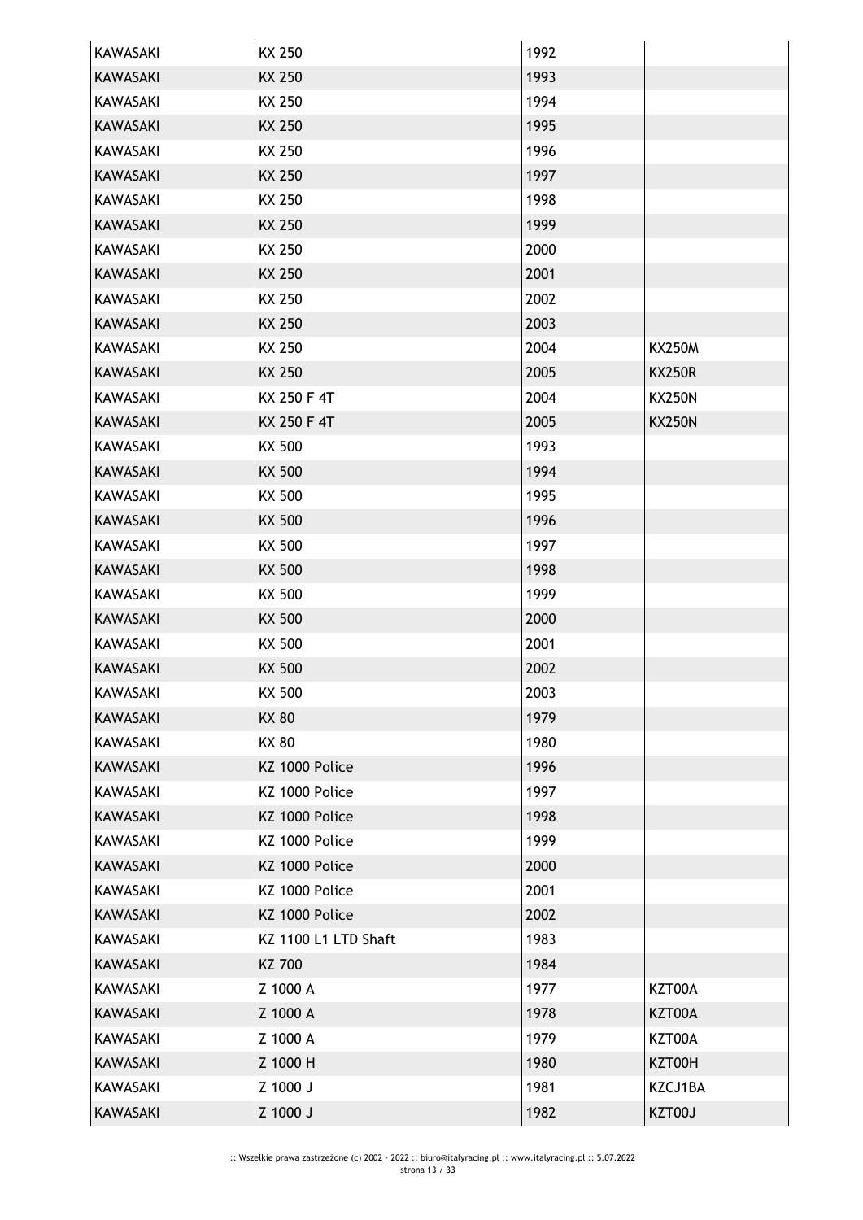| | | | |
|---|---|---|---|
| KAWASAKI | KX 250 | 1992 | |
| KAWASAKI | KX 250 | 1993 | |
| KAWASAKI | KX 250 | 1994 | |
| KAWASAKI | KX 250 | 1995 | |
| KAWASAKI | KX 250 | 1996 | |
| KAWASAKI | KX 250 | 1997 | |
| KAWASAKI | KX 250 | 1998 | |
| KAWASAKI | KX 250 | 1999 | |
| KAWASAKI | KX 250 | 2000 | |
| KAWASAKI | KX 250 | 2001 | |
| KAWASAKI | KX 250 | 2002 | |
| KAWASAKI | KX 250 | 2003 | |
| KAWASAKI | KX 250 | 2004 | KX250M |
| KAWASAKI | KX 250 | 2005 | KX250R |
| KAWASAKI | KX 250 F 4T | 2004 | KX250N |
| KAWASAKI | KX 250 F 4T | 2005 | KX250N |
| KAWASAKI | KX 500 | 1993 | |
| KAWASAKI | KX 500 | 1994 | |
| KAWASAKI | KX 500 | 1995 | |
| KAWASAKI | KX 500 | 1996 | |
| KAWASAKI | KX 500 | 1997 | |
| KAWASAKI | KX 500 | 1998 | |
| KAWASAKI | KX 500 | 1999 | |
| KAWASAKI | KX 500 | 2000 | |
| KAWASAKI | KX 500 | 2001 | |
| KAWASAKI | KX 500 | 2002 | |
| KAWASAKI | KX 500 | 2003 | |
| KAWASAKI | KX 80 | 1979 | |
| KAWASAKI | KX 80 | 1980 | |
| KAWASAKI | KZ 1000 Police | 1996 | |
| KAWASAKI | KZ 1000 Police | 1997 | |
| KAWASAKI | KZ 1000 Police | 1998 | |
| KAWASAKI | KZ 1000 Police | 1999 | |
| KAWASAKI | KZ 1000 Police | 2000 | |
| KAWASAKI | KZ 1000 Police | 2001 | |
| KAWASAKI | KZ 1000 Police | 2002 | |
| KAWASAKI | KZ 1100 L1 LTD Shaft | 1983 | |
| KAWASAKI | KZ 700 | 1984 | |
| KAWASAKI | Z 1000 A | 1977 | KZT00A |
| KAWASAKI | Z 1000 A | 1978 | KZT00A |
| KAWASAKI | Z 1000 A | 1979 | KZT00A |
| KAWASAKI | Z 1000 H | 1980 | KZT00H |
| KAWASAKI | Z 1000 J | 1981 | KZCJ1BA |
| KAWASAKI | Z 1000 J | 1982 | KZT00J |

:: Wszelkie prawa zastrzeżone (c) 2002 - 2022 :: biuro@italyracing.pl :: www.italyracing.pl :: 5.07.2022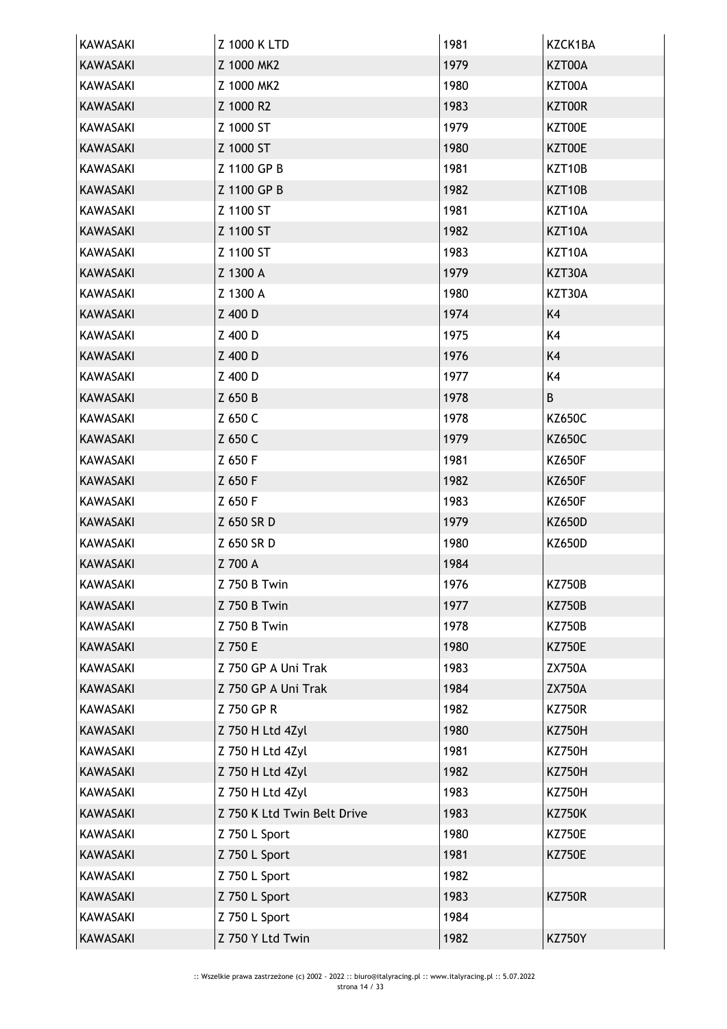| KAWASAKI | Z 1000 K LTD | 1981 | KZCK1BA |
|---|---|---|---|
| KAWASAKI | Z 1000 MK2 | 1979 | KZT00A |
| KAWASAKI | Z 1000 MK2 | 1980 | KZT00A |
| KAWASAKI | Z 1000 R2 | 1983 | KZT00R |
| KAWASAKI | Z 1000 ST | 1979 | KZT00E |
| KAWASAKI | Z 1000 ST | 1980 | KZT00E |
| KAWASAKI | Z 1100 GP B | 1981 | KZT10B |
| KAWASAKI | Z 1100 GP B | 1982 | KZT10B |
| KAWASAKI | Z 1100 ST | 1981 | KZT10A |
| KAWASAKI | Z 1100 ST | 1982 | KZT10A |
| KAWASAKI | Z 1100 ST | 1983 | KZT10A |
| KAWASAKI | Z 1300 A | 1979 | KZT30A |
| KAWASAKI | Z 1300 A | 1980 | KZT30A |
| KAWASAKI | Z 400 D | 1974 | K4 |
| KAWASAKI | Z 400 D | 1975 | K4 |
| KAWASAKI | Z 400 D | 1976 | K4 |
| KAWASAKI | Z 400 D | 1977 | K4 |
| KAWASAKI | Z 650 B | 1978 | B |
| KAWASAKI | Z 650 C | 1978 | KZ650C |
| KAWASAKI | Z 650 C | 1979 | KZ650C |
| KAWASAKI | Z 650 F | 1981 | KZ650F |
| KAWASAKI | Z 650 F | 1982 | KZ650F |
| KAWASAKI | Z 650 F | 1983 | KZ650F |
| KAWASAKI | Z 650 SR D | 1979 | KZ650D |
| KAWASAKI | Z 650 SR D | 1980 | KZ650D |
| KAWASAKI | Z 700 A | 1984 | |
| KAWASAKI | Z 750 B Twin | 1976 | KZ750B |
| KAWASAKI | Z 750 B Twin | 1977 | KZ750B |
| KAWASAKI | Z 750 B Twin | 1978 | KZ750B |
| KAWASAKI | Z 750 E | 1980 | KZ750E |
| KAWASAKI | Z 750 GP A Uni Trak | 1983 | ZX750A |
| KAWASAKI | Z 750 GP A Uni Trak | 1984 | ZX750A |
| KAWASAKI | Z 750 GP R | 1982 | KZ750R |
| KAWASAKI | Z 750 H Ltd 4Zyl | 1980 | KZ750H |
| KAWASAKI | Z 750 H Ltd 4Zyl | 1981 | KZ750H |
| KAWASAKI | Z 750 H Ltd 4Zyl | 1982 | KZ750H |
| KAWASAKI | Z 750 H Ltd 4Zyl | 1983 | KZ750H |
| KAWASAKI | Z 750 K Ltd Twin Belt Drive | 1983 | KZ750K |
| KAWASAKI | Z 750 L Sport | 1980 | KZ750E |
| KAWASAKI | Z 750 L Sport | 1981 | KZ750E |
| KAWASAKI | Z 750 L Sport | 1982 | |
| KAWASAKI | Z 750 L Sport | 1983 | KZ750R |
| KAWASAKI | Z 750 L Sport | 1984 | |
| KAWASAKI | Z 750 Y Ltd Twin | 1982 | KZ750Y |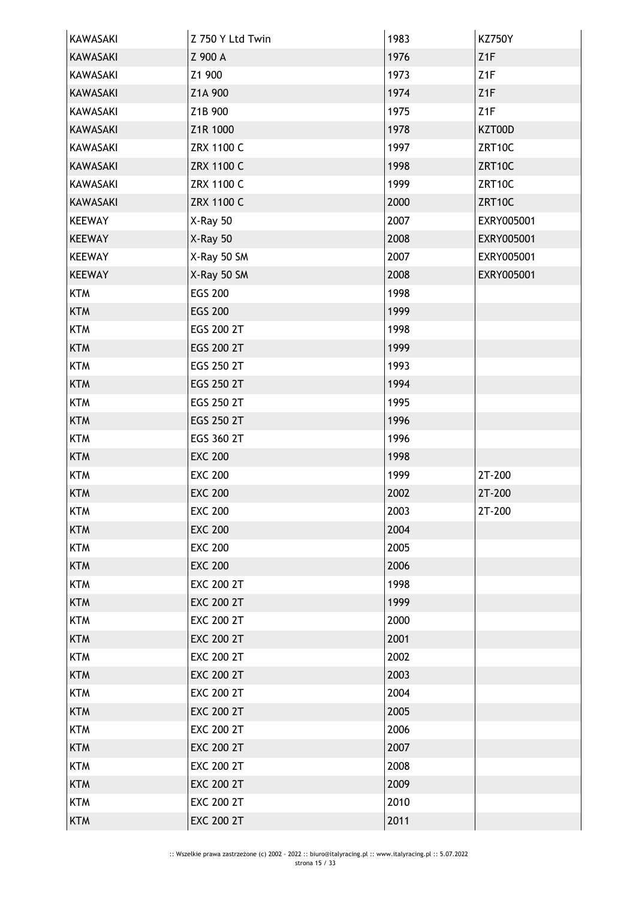| | | | |
|---|---|---|---|
| KAWASAKI | Z 750 Y Ltd Twin | 1983 | KZ750Y |
| KAWASAKI | Z 900 A | 1976 | Z1F |
| KAWASAKI | Z1 900 | 1973 | Z1F |
| KAWASAKI | Z1A 900 | 1974 | Z1F |
| KAWASAKI | Z1B 900 | 1975 | Z1F |
| KAWASAKI | Z1R 1000 | 1978 | KZT00D |
| KAWASAKI | ZRX 1100 C | 1997 | ZRT10C |
| KAWASAKI | ZRX 1100 C | 1998 | ZRT10C |
| KAWASAKI | ZRX 1100 C | 1999 | ZRT10C |
| KAWASAKI | ZRX 1100 C | 2000 | ZRT10C |
| KEEWAY | X-Ray 50 | 2007 | EXRY005001 |
| KEEWAY | X-Ray 50 | 2008 | EXRY005001 |
| KEEWAY | X-Ray 50 SM | 2007 | EXRY005001 |
| KEEWAY | X-Ray 50 SM | 2008 | EXRY005001 |
| KTM | EGS 200 | 1998 | |
| KTM | EGS 200 | 1999 | |
| KTM | EGS 200 2T | 1998 | |
| KTM | EGS 200 2T | 1999 | |
| KTM | EGS 250 2T | 1993 | |
| KTM | EGS 250 2T | 1994 | |
| KTM | EGS 250 2T | 1995 | |
| KTM | EGS 250 2T | 1996 | |
| KTM | EGS 360 2T | 1996 | |
| KTM | EXC 200 | 1998 | |
| KTM | EXC 200 | 1999 | 2T-200 |
| KTM | EXC 200 | 2002 | 2T-200 |
| KTM | EXC 200 | 2003 | 2T-200 |
| KTM | EXC 200 | 2004 | |
| KTM | EXC 200 | 2005 | |
| KTM | EXC 200 | 2006 | |
| KTM | EXC 200 2T | 1998 | |
| KTM | EXC 200 2T | 1999 | |
| KTM | EXC 200 2T | 2000 | |
| KTM | EXC 200 2T | 2001 | |
| KTM | EXC 200 2T | 2002 | |
| KTM | EXC 200 2T | 2003 | |
| KTM | EXC 200 2T | 2004 | |
| KTM | EXC 200 2T | 2005 | |
| KTM | EXC 200 2T | 2006 | |
| KTM | EXC 200 2T | 2007 | |
| KTM | EXC 200 2T | 2008 | |
| KTM | EXC 200 2T | 2009 | |
| KTM | EXC 200 2T | 2010 | |
| KTM | EXC 200 2T | 2011 | |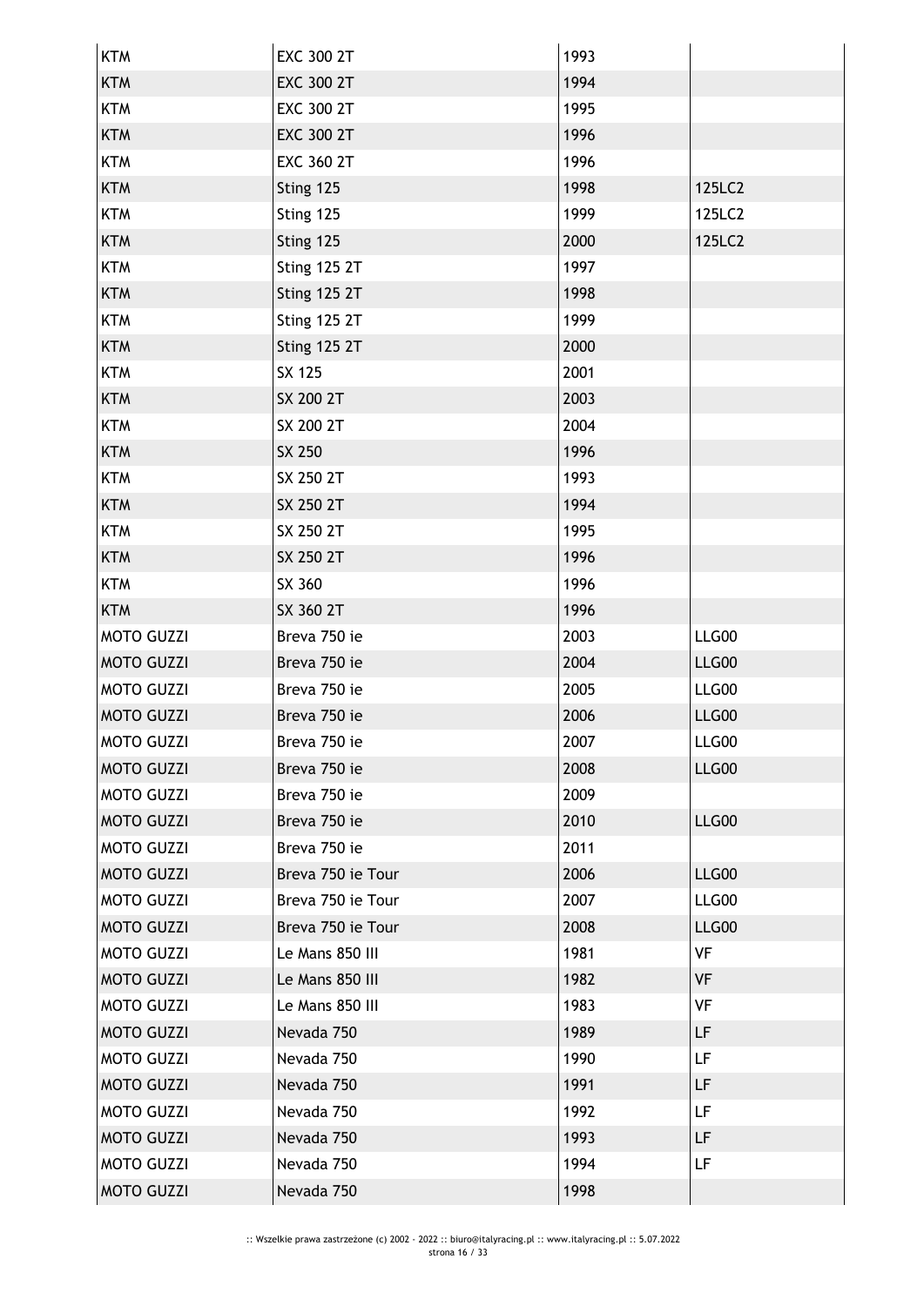| KTM | EXC 300 2T | 1993 | |
|---|---|---|---|
| KTM | EXC 300 2T | 1994 | |
| KTM | EXC 300 2T | 1995 | |
| KTM | EXC 300 2T | 1996 | |
| KTM | EXC 360 2T | 1996 | |
| KTM | Sting 125 | 1998 | 125LC2 |
| KTM | Sting 125 | 1999 | 125LC2 |
| KTM | Sting 125 | 2000 | 125LC2 |
| KTM | Sting 125 2T | 1997 | |
| KTM | Sting 125 2T | 1998 | |
| KTM | Sting 125 2T | 1999 | |
| KTM | Sting 125 2T | 2000 | |
| KTM | SX 125 | 2001 | |
| KTM | SX 200 2T | 2003 | |
| KTM | SX 200 2T | 2004 | |
| KTM | SX 250 | 1996 | |
| KTM | SX 250 2T | 1993 | |
| KTM | SX 250 2T | 1994 | |
| KTM | SX 250 2T | 1995 | |
| KTM | SX 250 2T | 1996 | |
| KTM | SX 360 | 1996 | |
| KTM | SX 360 2T | 1996 | |
| MOTO GUZZI | Breva 750 ie | 2003 | LLG00 |
| MOTO GUZZI | Breva 750 ie | 2004 | LLG00 |
| MOTO GUZZI | Breva 750 ie | 2005 | LLG00 |
| MOTO GUZZI | Breva 750 ie | 2006 | LLG00 |
| MOTO GUZZI | Breva 750 ie | 2007 | LLG00 |
| MOTO GUZZI | Breva 750 ie | 2008 | LLG00 |
| MOTO GUZZI | Breva 750 ie | 2009 | |
| MOTO GUZZI | Breva 750 ie | 2010 | LLG00 |
| MOTO GUZZI | Breva 750 ie | 2011 | |
| MOTO GUZZI | Breva 750 ie Tour | 2006 | LLG00 |
| MOTO GUZZI | Breva 750 ie Tour | 2007 | LLG00 |
| MOTO GUZZI | Breva 750 ie Tour | 2008 | LLG00 |
| MOTO GUZZI | Le Mans 850 III | 1981 | VF |
| MOTO GUZZI | Le Mans 850 III | 1982 | VF |
| MOTO GUZZI | Le Mans 850 III | 1983 | VF |
| MOTO GUZZI | Nevada 750 | 1989 | LF |
| MOTO GUZZI | Nevada 750 | 1990 | LF |
| MOTO GUZZI | Nevada 750 | 1991 | LF |
| MOTO GUZZI | Nevada 750 | 1992 | LF |
| MOTO GUZZI | Nevada 750 | 1993 | LF |
| MOTO GUZZI | Nevada 750 | 1994 | LF |
| MOTO GUZZI | Nevada 750 | 1998 | |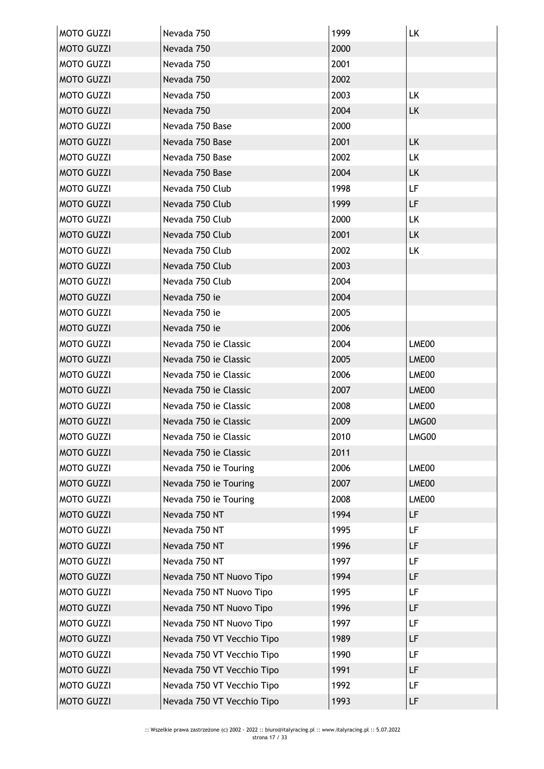| | | | |
|---|---|---|---|
| MOTO GUZZI | Nevada 750 | 1999 | LK |
| MOTO GUZZI | Nevada 750 | 2000 | |
| MOTO GUZZI | Nevada 750 | 2001 | |
| MOTO GUZZI | Nevada 750 | 2002 | |
| MOTO GUZZI | Nevada 750 | 2003 | LK |
| MOTO GUZZI | Nevada 750 | 2004 | LK |
| MOTO GUZZI | Nevada 750 Base | 2000 | |
| MOTO GUZZI | Nevada 750 Base | 2001 | LK |
| MOTO GUZZI | Nevada 750 Base | 2002 | LK |
| MOTO GUZZI | Nevada 750 Base | 2004 | LK |
| MOTO GUZZI | Nevada 750 Club | 1998 | LF |
| MOTO GUZZI | Nevada 750 Club | 1999 | LF |
| MOTO GUZZI | Nevada 750 Club | 2000 | LK |
| MOTO GUZZI | Nevada 750 Club | 2001 | LK |
| MOTO GUZZI | Nevada 750 Club | 2002 | LK |
| MOTO GUZZI | Nevada 750 Club | 2003 | |
| MOTO GUZZI | Nevada 750 Club | 2004 | |
| MOTO GUZZI | Nevada 750 ie | 2004 | |
| MOTO GUZZI | Nevada 750 ie | 2005 | |
| MOTO GUZZI | Nevada 750 ie | 2006 | |
| MOTO GUZZI | Nevada 750 ie Classic | 2004 | LME00 |
| MOTO GUZZI | Nevada 750 ie Classic | 2005 | LME00 |
| MOTO GUZZI | Nevada 750 ie Classic | 2006 | LME00 |
| MOTO GUZZI | Nevada 750 ie Classic | 2007 | LME00 |
| MOTO GUZZI | Nevada 750 ie Classic | 2008 | LME00 |
| MOTO GUZZI | Nevada 750 ie Classic | 2009 | LMG00 |
| MOTO GUZZI | Nevada 750 ie Classic | 2010 | LMG00 |
| MOTO GUZZI | Nevada 750 ie Classic | 2011 | |
| MOTO GUZZI | Nevada 750 ie Touring | 2006 | LME00 |
| MOTO GUZZI | Nevada 750 ie Touring | 2007 | LME00 |
| MOTO GUZZI | Nevada 750 ie Touring | 2008 | LME00 |
| MOTO GUZZI | Nevada 750 NT | 1994 | LF |
| MOTO GUZZI | Nevada 750 NT | 1995 | LF |
| MOTO GUZZI | Nevada 750 NT | 1996 | LF |
| MOTO GUZZI | Nevada 750 NT | 1997 | LF |
| MOTO GUZZI | Nevada 750 NT Nuovo Tipo | 1994 | LF |
| MOTO GUZZI | Nevada 750 NT Nuovo Tipo | 1995 | LF |
| MOTO GUZZI | Nevada 750 NT Nuovo Tipo | 1996 | LF |
| MOTO GUZZI | Nevada 750 NT Nuovo Tipo | 1997 | LF |
| MOTO GUZZI | Nevada 750 VT Vecchio Tipo | 1989 | LF |
| MOTO GUZZI | Nevada 750 VT Vecchio Tipo | 1990 | LF |
| MOTO GUZZI | Nevada 750 VT Vecchio Tipo | 1991 | LF |
| MOTO GUZZI | Nevada 750 VT Vecchio Tipo | 1992 | LF |
| MOTO GUZZI | Nevada 750 VT Vecchio Tipo | 1993 | LF |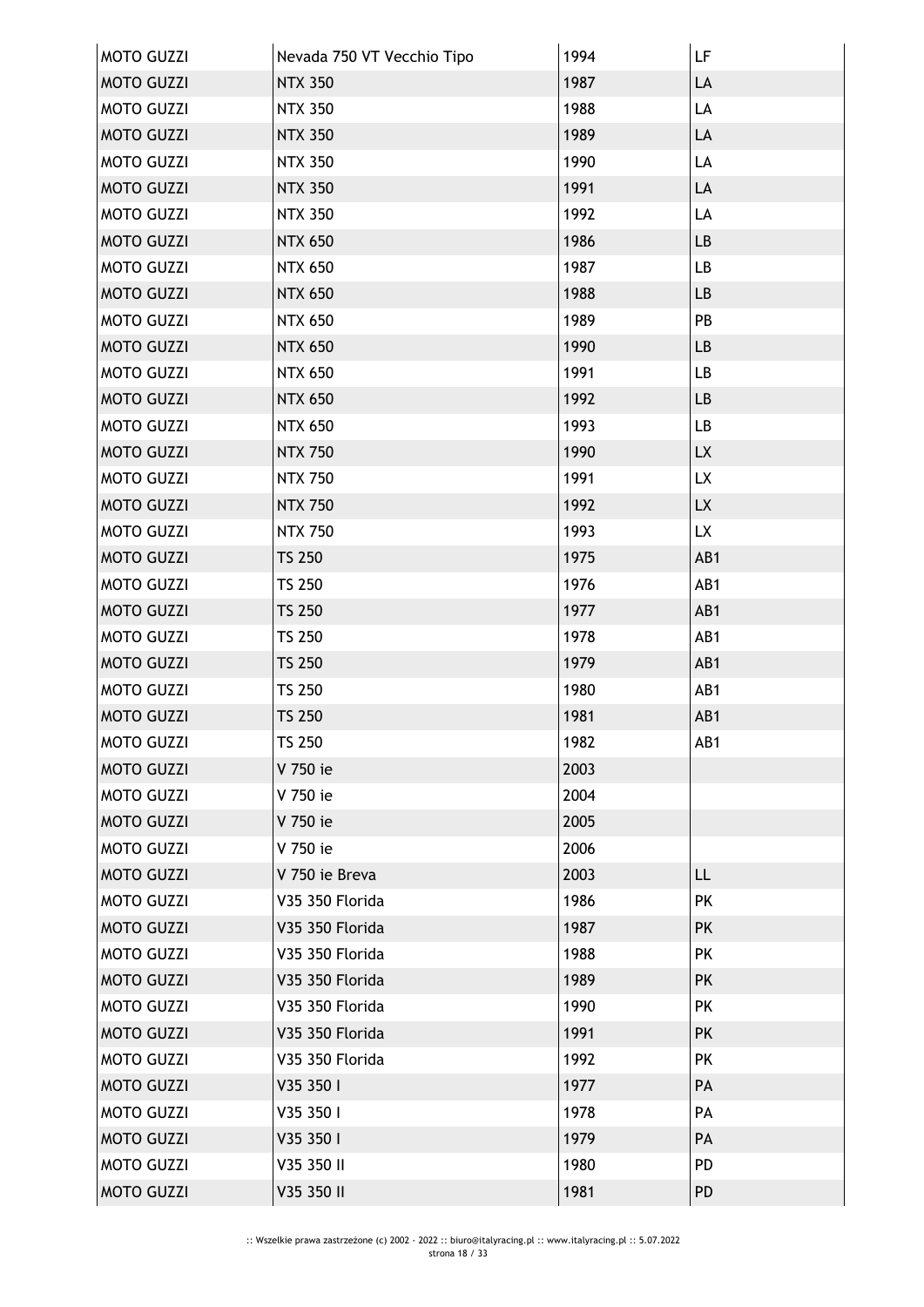| MOTO GUZZI | Nevada 750 VT Vecchio Tipo | 1994 | LF |
|---|---|---|---|
| MOTO GUZZI | NTX 350 | 1987 | LA |
| MOTO GUZZI | NTX 350 | 1988 | LA |
| MOTO GUZZI | NTX 350 | 1989 | LA |
| MOTO GUZZI | NTX 350 | 1990 | LA |
| MOTO GUZZI | NTX 350 | 1991 | LA |
| MOTO GUZZI | NTX 350 | 1992 | LA |
| MOTO GUZZI | NTX 650 | 1986 | LB |
| MOTO GUZZI | NTX 650 | 1987 | LB |
| MOTO GUZZI | NTX 650 | 1988 | LB |
| MOTO GUZZI | NTX 650 | 1989 | PB |
| MOTO GUZZI | NTX 650 | 1990 | LB |
| MOTO GUZZI | NTX 650 | 1991 | LB |
| MOTO GUZZI | NTX 650 | 1992 | LB |
| MOTO GUZZI | NTX 650 | 1993 | LB |
| MOTO GUZZI | NTX 750 | 1990 | LX |
| MOTO GUZZI | NTX 750 | 1991 | LX |
| MOTO GUZZI | NTX 750 | 1992 | LX |
| MOTO GUZZI | NTX 750 | 1993 | LX |
| MOTO GUZZI | TS 250 | 1975 | AB1 |
| MOTO GUZZI | TS 250 | 1976 | AB1 |
| MOTO GUZZI | TS 250 | 1977 | AB1 |
| MOTO GUZZI | TS 250 | 1978 | AB1 |
| MOTO GUZZI | TS 250 | 1979 | AB1 |
| MOTO GUZZI | TS 250 | 1980 | AB1 |
| MOTO GUZZI | TS 250 | 1981 | AB1 |
| MOTO GUZZI | TS 250 | 1982 | AB1 |
| MOTO GUZZI | V 750 ie | 2003 | |
| MOTO GUZZI | V 750 ie | 2004 | |
| MOTO GUZZI | V 750 ie | 2005 | |
| MOTO GUZZI | V 750 ie | 2006 | |
| MOTO GUZZI | V 750 ie Breva | 2003 | LL |
| MOTO GUZZI | V35 350 Florida | 1986 | PK |
| MOTO GUZZI | V35 350 Florida | 1987 | PK |
| MOTO GUZZI | V35 350 Florida | 1988 | PK |
| MOTO GUZZI | V35 350 Florida | 1989 | PK |
| MOTO GUZZI | V35 350 Florida | 1990 | PK |
| MOTO GUZZI | V35 350 Florida | 1991 | PK |
| MOTO GUZZI | V35 350 Florida | 1992 | PK |
| MOTO GUZZI | V35 350 I | 1977 | PA |
| MOTO GUZZI | V35 350 I | 1978 | PA |
| MOTO GUZZI | V35 350 I | 1979 | PA |
| MOTO GUZZI | V35 350 II | 1980 | PD |
| MOTO GUZZI | V35 350 II | 1981 | PD |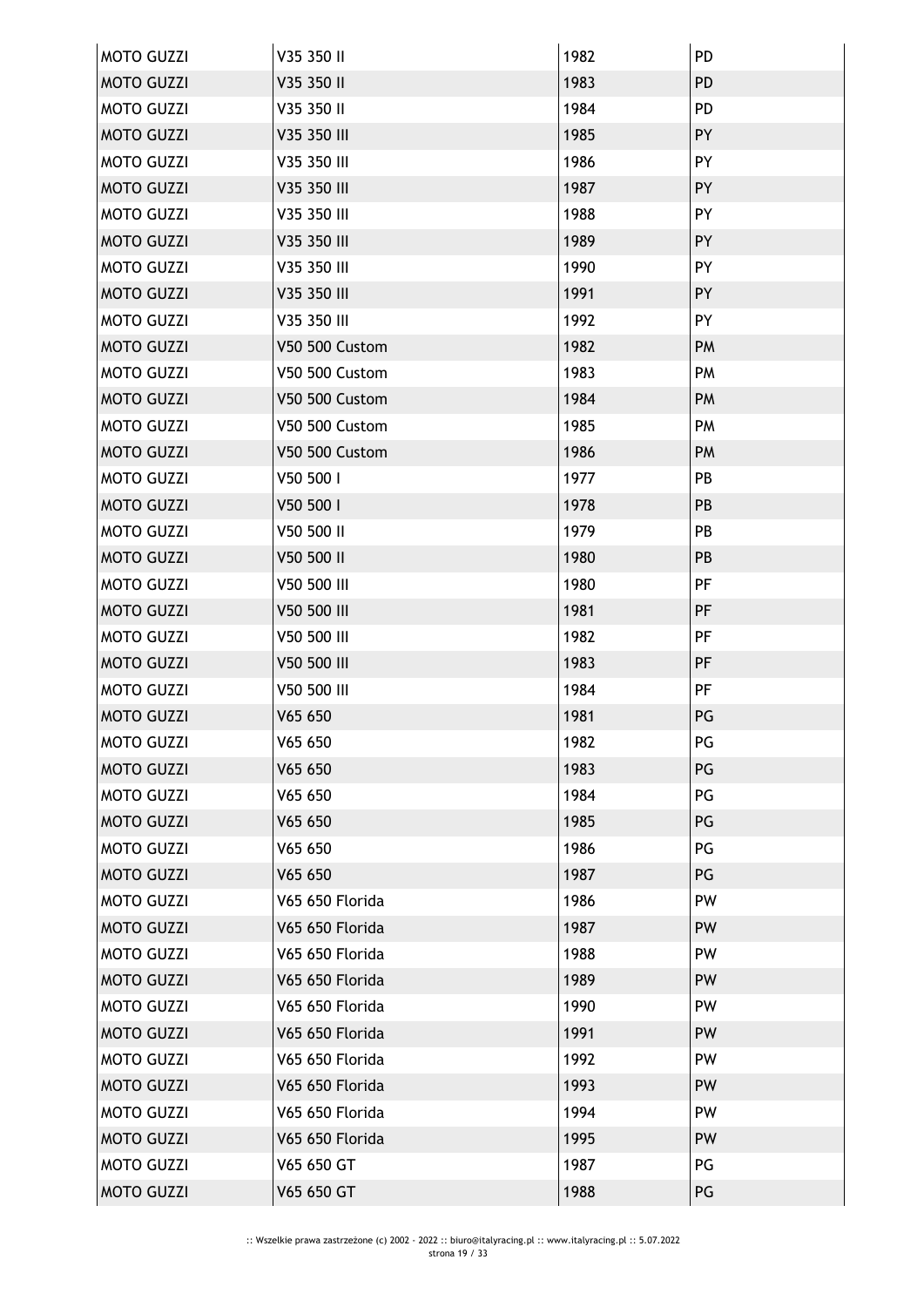| | | | |
|---|---|---|---|
| MOTO GUZZI | V35 350 II | 1982 | PD |
| MOTO GUZZI | V35 350 II | 1983 | PD |
| MOTO GUZZI | V35 350 II | 1984 | PD |
| MOTO GUZZI | V35 350 III | 1985 | PY |
| MOTO GUZZI | V35 350 III | 1986 | PY |
| MOTO GUZZI | V35 350 III | 1987 | PY |
| MOTO GUZZI | V35 350 III | 1988 | PY |
| MOTO GUZZI | V35 350 III | 1989 | PY |
| MOTO GUZZI | V35 350 III | 1990 | PY |
| MOTO GUZZI | V35 350 III | 1991 | PY |
| MOTO GUZZI | V35 350 III | 1992 | PY |
| MOTO GUZZI | V50 500 Custom | 1982 | PM |
| MOTO GUZZI | V50 500 Custom | 1983 | PM |
| MOTO GUZZI | V50 500 Custom | 1984 | PM |
| MOTO GUZZI | V50 500 Custom | 1985 | PM |
| MOTO GUZZI | V50 500 Custom | 1986 | PM |
| MOTO GUZZI | V50 500 I | 1977 | PB |
| MOTO GUZZI | V50 500 I | 1978 | PB |
| MOTO GUZZI | V50 500 II | 1979 | PB |
| MOTO GUZZI | V50 500 II | 1980 | PB |
| MOTO GUZZI | V50 500 III | 1980 | PF |
| MOTO GUZZI | V50 500 III | 1981 | PF |
| MOTO GUZZI | V50 500 III | 1982 | PF |
| MOTO GUZZI | V50 500 III | 1983 | PF |
| MOTO GUZZI | V50 500 III | 1984 | PF |
| MOTO GUZZI | V65 650 | 1981 | PG |
| MOTO GUZZI | V65 650 | 1982 | PG |
| MOTO GUZZI | V65 650 | 1983 | PG |
| MOTO GUZZI | V65 650 | 1984 | PG |
| MOTO GUZZI | V65 650 | 1985 | PG |
| MOTO GUZZI | V65 650 | 1986 | PG |
| MOTO GUZZI | V65 650 | 1987 | PG |
| MOTO GUZZI | V65 650 Florida | 1986 | PW |
| MOTO GUZZI | V65 650 Florida | 1987 | PW |
| MOTO GUZZI | V65 650 Florida | 1988 | PW |
| MOTO GUZZI | V65 650 Florida | 1989 | PW |
| MOTO GUZZI | V65 650 Florida | 1990 | PW |
| MOTO GUZZI | V65 650 Florida | 1991 | PW |
| MOTO GUZZI | V65 650 Florida | 1992 | PW |
| MOTO GUZZI | V65 650 Florida | 1993 | PW |
| MOTO GUZZI | V65 650 Florida | 1994 | PW |
| MOTO GUZZI | V65 650 Florida | 1995 | PW |
| MOTO GUZZI | V65 650 GT | 1987 | PG |
| MOTO GUZZI | V65 650 GT | 1988 | PG |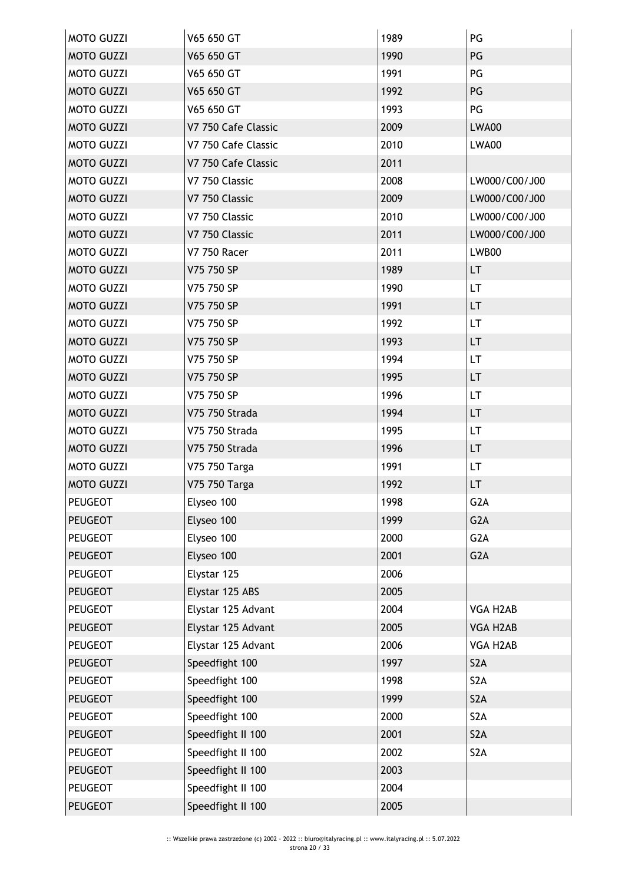| MOTO GUZZI | V65 650 GT | 1989 | PG |
|---|---|---|---|
| MOTO GUZZI | V65 650 GT | 1990 | PG |
| MOTO GUZZI | V65 650 GT | 1991 | PG |
| MOTO GUZZI | V65 650 GT | 1992 | PG |
| MOTO GUZZI | V65 650 GT | 1993 | PG |
| MOTO GUZZI | V7 750 Cafe Classic | 2009 | LWA00 |
| MOTO GUZZI | V7 750 Cafe Classic | 2010 | LWA00 |
| MOTO GUZZI | V7 750 Cafe Classic | 2011 | |
| MOTO GUZZI | V7 750 Classic | 2008 | LW000/C00/J00 |
| MOTO GUZZI | V7 750 Classic | 2009 | LW000/C00/J00 |
| MOTO GUZZI | V7 750 Classic | 2010 | LW000/C00/J00 |
| MOTO GUZZI | V7 750 Classic | 2011 | LW000/C00/J00 |
| MOTO GUZZI | V7 750 Racer | 2011 | LWB00 |
| MOTO GUZZI | V75 750 SP | 1989 | LT |
| MOTO GUZZI | V75 750 SP | 1990 | LT |
| MOTO GUZZI | V75 750 SP | 1991 | LT |
| MOTO GUZZI | V75 750 SP | 1992 | LT |
| MOTO GUZZI | V75 750 SP | 1993 | LT |
| MOTO GUZZI | V75 750 SP | 1994 | LT |
| MOTO GUZZI | V75 750 SP | 1995 | LT |
| MOTO GUZZI | V75 750 SP | 1996 | LT |
| MOTO GUZZI | V75 750 Strada | 1994 | LT |
| MOTO GUZZI | V75 750 Strada | 1995 | LT |
| MOTO GUZZI | V75 750 Strada | 1996 | LT |
| MOTO GUZZI | V75 750 Targa | 1991 | LT |
| MOTO GUZZI | V75 750 Targa | 1992 | LT |
| PEUGEOT | Elyseo 100 | 1998 | G2A |
| PEUGEOT | Elyseo 100 | 1999 | G2A |
| PEUGEOT | Elyseo 100 | 2000 | G2A |
| PEUGEOT | Elyseo 100 | 2001 | G2A |
| PEUGEOT | Elystar 125 | 2006 | |
| PEUGEOT | Elystar 125 ABS | 2005 | |
| PEUGEOT | Elystar 125 Advant | 2004 | VGA H2AB |
| PEUGEOT | Elystar 125 Advant | 2005 | VGA H2AB |
| PEUGEOT | Elystar 125 Advant | 2006 | VGA H2AB |
| PEUGEOT | Speedfight 100 | 1997 | S2A |
| PEUGEOT | Speedfight 100 | 1998 | S2A |
| PEUGEOT | Speedfight 100 | 1999 | S2A |
| PEUGEOT | Speedfight 100 | 2000 | S2A |
| PEUGEOT | Speedfight II 100 | 2001 | S2A |
| PEUGEOT | Speedfight II 100 | 2002 | S2A |
| PEUGEOT | Speedfight II 100 | 2003 | |
| PEUGEOT | Speedfight II 100 | 2004 | |
| PEUGEOT | Speedfight II 100 | 2005 | |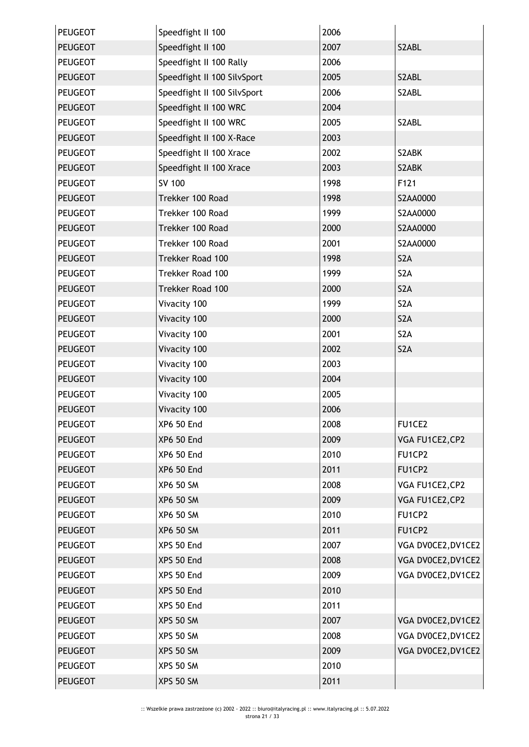| | | | |
|---|---|---|---|
| PEUGEOT | Speedfight II 100 | 2006 | |
| PEUGEOT | Speedfight II 100 | 2007 | S2ABL |
| PEUGEOT | Speedfight II 100 Rally | 2006 | |
| PEUGEOT | Speedfight II 100 SilvSport | 2005 | S2ABL |
| PEUGEOT | Speedfight II 100 SilvSport | 2006 | S2ABL |
| PEUGEOT | Speedfight II 100 WRC | 2004 | |
| PEUGEOT | Speedfight II 100 WRC | 2005 | S2ABL |
| PEUGEOT | Speedfight II 100 X-Race | 2003 | |
| PEUGEOT | Speedfight II 100 Xrace | 2002 | S2ABK |
| PEUGEOT | Speedfight II 100 Xrace | 2003 | S2ABK |
| PEUGEOT | SV 100 | 1998 | F121 |
| PEUGEOT | Trekker 100 Road | 1998 | S2AA0000 |
| PEUGEOT | Trekker 100 Road | 1999 | S2AA0000 |
| PEUGEOT | Trekker 100 Road | 2000 | S2AA0000 |
| PEUGEOT | Trekker 100 Road | 2001 | S2AA0000 |
| PEUGEOT | Trekker Road 100 | 1998 | S2A |
| PEUGEOT | Trekker Road 100 | 1999 | S2A |
| PEUGEOT | Trekker Road 100 | 2000 | S2A |
| PEUGEOT | Vivacity 100 | 1999 | S2A |
| PEUGEOT | Vivacity 100 | 2000 | S2A |
| PEUGEOT | Vivacity 100 | 2001 | S2A |
| PEUGEOT | Vivacity 100 | 2002 | S2A |
| PEUGEOT | Vivacity 100 | 2003 | |
| PEUGEOT | Vivacity 100 | 2004 | |
| PEUGEOT | Vivacity 100 | 2005 | |
| PEUGEOT | Vivacity 100 | 2006 | |
| PEUGEOT | XP6 50 End | 2008 | FU1CE2 |
| PEUGEOT | XP6 50 End | 2009 | VGA FU1CE2,CP2 |
| PEUGEOT | XP6 50 End | 2010 | FU1CP2 |
| PEUGEOT | XP6 50 End | 2011 | FU1CP2 |
| PEUGEOT | XP6 50 SM | 2008 | VGA FU1CE2,CP2 |
| PEUGEOT | XP6 50 SM | 2009 | VGA FU1CE2,CP2 |
| PEUGEOT | XP6 50 SM | 2010 | FU1CP2 |
| PEUGEOT | XP6 50 SM | 2011 | FU1CP2 |
| PEUGEOT | XPS 50 End | 2007 | VGA DV0CE2,DV1CE2 |
| PEUGEOT | XPS 50 End | 2008 | VGA DV0CE2,DV1CE2 |
| PEUGEOT | XPS 50 End | 2009 | VGA DV0CE2,DV1CE2 |
| PEUGEOT | XPS 50 End | 2010 | |
| PEUGEOT | XPS 50 End | 2011 | |
| PEUGEOT | XPS 50 SM | 2007 | VGA DV0CE2,DV1CE2 |
| PEUGEOT | XPS 50 SM | 2008 | VGA DV0CE2,DV1CE2 |
| PEUGEOT | XPS 50 SM | 2009 | VGA DV0CE2,DV1CE2 |
| PEUGEOT | XPS 50 SM | 2010 | |
| PEUGEOT | XPS 50 SM | 2011 | |

:: Wszelkie prawa zastrzeżone (c) 2002 - 2022 :: biuro@italyracing.pl :: www.italyracing.pl :: 5.07.2022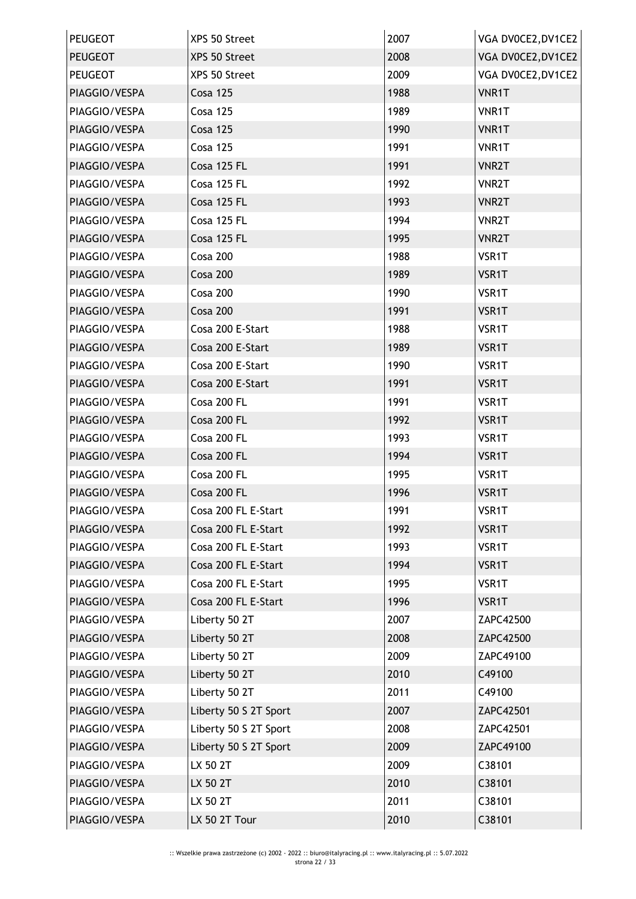| PEUGEOT | XPS 50 Street | 2007 | VGA DV0CE2,DV1CE2 |
|---|---|---|---|
| PEUGEOT | XPS 50 Street | 2008 | VGA DV0CE2,DV1CE2 |
| PEUGEOT | XPS 50 Street | 2009 | VGA DV0CE2,DV1CE2 |
| PIAGGIO/VESPA | Cosa 125 | 1988 | VNR1T |
| PIAGGIO/VESPA | Cosa 125 | 1989 | VNR1T |
| PIAGGIO/VESPA | Cosa 125 | 1990 | VNR1T |
| PIAGGIO/VESPA | Cosa 125 | 1991 | VNR1T |
| PIAGGIO/VESPA | Cosa 125 FL | 1991 | VNR2T |
| PIAGGIO/VESPA | Cosa 125 FL | 1992 | VNR2T |
| PIAGGIO/VESPA | Cosa 125 FL | 1993 | VNR2T |
| PIAGGIO/VESPA | Cosa 125 FL | 1994 | VNR2T |
| PIAGGIO/VESPA | Cosa 125 FL | 1995 | VNR2T |
| PIAGGIO/VESPA | Cosa 200 | 1988 | VSR1T |
| PIAGGIO/VESPA | Cosa 200 | 1989 | VSR1T |
| PIAGGIO/VESPA | Cosa 200 | 1990 | VSR1T |
| PIAGGIO/VESPA | Cosa 200 | 1991 | VSR1T |
| PIAGGIO/VESPA | Cosa 200 E-Start | 1988 | VSR1T |
| PIAGGIO/VESPA | Cosa 200 E-Start | 1989 | VSR1T |
| PIAGGIO/VESPA | Cosa 200 E-Start | 1990 | VSR1T |
| PIAGGIO/VESPA | Cosa 200 E-Start | 1991 | VSR1T |
| PIAGGIO/VESPA | Cosa 200 FL | 1991 | VSR1T |
| PIAGGIO/VESPA | Cosa 200 FL | 1992 | VSR1T |
| PIAGGIO/VESPA | Cosa 200 FL | 1993 | VSR1T |
| PIAGGIO/VESPA | Cosa 200 FL | 1994 | VSR1T |
| PIAGGIO/VESPA | Cosa 200 FL | 1995 | VSR1T |
| PIAGGIO/VESPA | Cosa 200 FL | 1996 | VSR1T |
| PIAGGIO/VESPA | Cosa 200 FL E-Start | 1991 | VSR1T |
| PIAGGIO/VESPA | Cosa 200 FL E-Start | 1992 | VSR1T |
| PIAGGIO/VESPA | Cosa 200 FL E-Start | 1993 | VSR1T |
| PIAGGIO/VESPA | Cosa 200 FL E-Start | 1994 | VSR1T |
| PIAGGIO/VESPA | Cosa 200 FL E-Start | 1995 | VSR1T |
| PIAGGIO/VESPA | Cosa 200 FL E-Start | 1996 | VSR1T |
| PIAGGIO/VESPA | Liberty 50 2T | 2007 | ZAPC42500 |
| PIAGGIO/VESPA | Liberty 50 2T | 2008 | ZAPC42500 |
| PIAGGIO/VESPA | Liberty 50 2T | 2009 | ZAPC49100 |
| PIAGGIO/VESPA | Liberty 50 2T | 2010 | C49100 |
| PIAGGIO/VESPA | Liberty 50 2T | 2011 | C49100 |
| PIAGGIO/VESPA | Liberty 50 S 2T Sport | 2007 | ZAPC42501 |
| PIAGGIO/VESPA | Liberty 50 S 2T Sport | 2008 | ZAPC42501 |
| PIAGGIO/VESPA | Liberty 50 S 2T Sport | 2009 | ZAPC49100 |
| PIAGGIO/VESPA | LX 50 2T | 2009 | C38101 |
| PIAGGIO/VESPA | LX 50 2T | 2010 | C38101 |
| PIAGGIO/VESPA | LX 50 2T | 2011 | C38101 |
| PIAGGIO/VESPA | LX 50 2T Tour | 2010 | C38101 |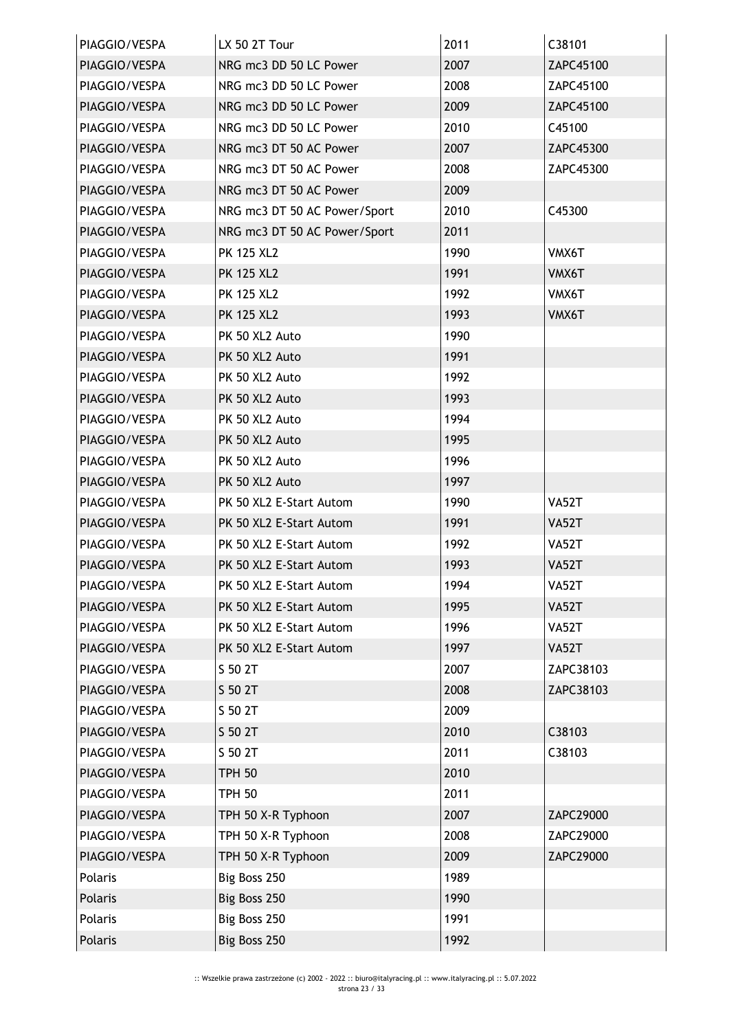| | | | |
|---|---|---|---|
| PIAGGIO/VESPA | LX 50 2T Tour | 2011 | C38101 |
| PIAGGIO/VESPA | NRG mc3 DD 50 LC Power | 2007 | ZAPC45100 |
| PIAGGIO/VESPA | NRG mc3 DD 50 LC Power | 2008 | ZAPC45100 |
| PIAGGIO/VESPA | NRG mc3 DD 50 LC Power | 2009 | ZAPC45100 |
| PIAGGIO/VESPA | NRG mc3 DD 50 LC Power | 2010 | C45100 |
| PIAGGIO/VESPA | NRG mc3 DT 50 AC Power | 2007 | ZAPC45300 |
| PIAGGIO/VESPA | NRG mc3 DT 50 AC Power | 2008 | ZAPC45300 |
| PIAGGIO/VESPA | NRG mc3 DT 50 AC Power | 2009 | |
| PIAGGIO/VESPA | NRG mc3 DT 50 AC Power/Sport | 2010 | C45300 |
| PIAGGIO/VESPA | NRG mc3 DT 50 AC Power/Sport | 2011 | |
| PIAGGIO/VESPA | PK 125 XL2 | 1990 | VMX6T |
| PIAGGIO/VESPA | PK 125 XL2 | 1991 | VMX6T |
| PIAGGIO/VESPA | PK 125 XL2 | 1992 | VMX6T |
| PIAGGIO/VESPA | PK 125 XL2 | 1993 | VMX6T |
| PIAGGIO/VESPA | PK 50 XL2 Auto | 1990 | |
| PIAGGIO/VESPA | PK 50 XL2 Auto | 1991 | |
| PIAGGIO/VESPA | PK 50 XL2 Auto | 1992 | |
| PIAGGIO/VESPA | PK 50 XL2 Auto | 1993 | |
| PIAGGIO/VESPA | PK 50 XL2 Auto | 1994 | |
| PIAGGIO/VESPA | PK 50 XL2 Auto | 1995 | |
| PIAGGIO/VESPA | PK 50 XL2 Auto | 1996 | |
| PIAGGIO/VESPA | PK 50 XL2 Auto | 1997 | |
| PIAGGIO/VESPA | PK 50 XL2 E-Start Autom | 1990 | VA52T |
| PIAGGIO/VESPA | PK 50 XL2 E-Start Autom | 1991 | VA52T |
| PIAGGIO/VESPA | PK 50 XL2 E-Start Autom | 1992 | VA52T |
| PIAGGIO/VESPA | PK 50 XL2 E-Start Autom | 1993 | VA52T |
| PIAGGIO/VESPA | PK 50 XL2 E-Start Autom | 1994 | VA52T |
| PIAGGIO/VESPA | PK 50 XL2 E-Start Autom | 1995 | VA52T |
| PIAGGIO/VESPA | PK 50 XL2 E-Start Autom | 1996 | VA52T |
| PIAGGIO/VESPA | PK 50 XL2 E-Start Autom | 1997 | VA52T |
| PIAGGIO/VESPA | S 50 2T | 2007 | ZAPC38103 |
| PIAGGIO/VESPA | S 50 2T | 2008 | ZAPC38103 |
| PIAGGIO/VESPA | S 50 2T | 2009 | |
| PIAGGIO/VESPA | S 50 2T | 2010 | C38103 |
| PIAGGIO/VESPA | S 50 2T | 2011 | C38103 |
| PIAGGIO/VESPA | TPH 50 | 2010 | |
| PIAGGIO/VESPA | TPH 50 | 2011 | |
| PIAGGIO/VESPA | TPH 50 X-R Typhoon | 2007 | ZAPC29000 |
| PIAGGIO/VESPA | TPH 50 X-R Typhoon | 2008 | ZAPC29000 |
| PIAGGIO/VESPA | TPH 50 X-R Typhoon | 2009 | ZAPC29000 |
| Polaris | Big Boss 250 | 1989 | |
| Polaris | Big Boss 250 | 1990 | |
| Polaris | Big Boss 250 | 1991 | |
| Polaris | Big Boss 250 | 1992 | |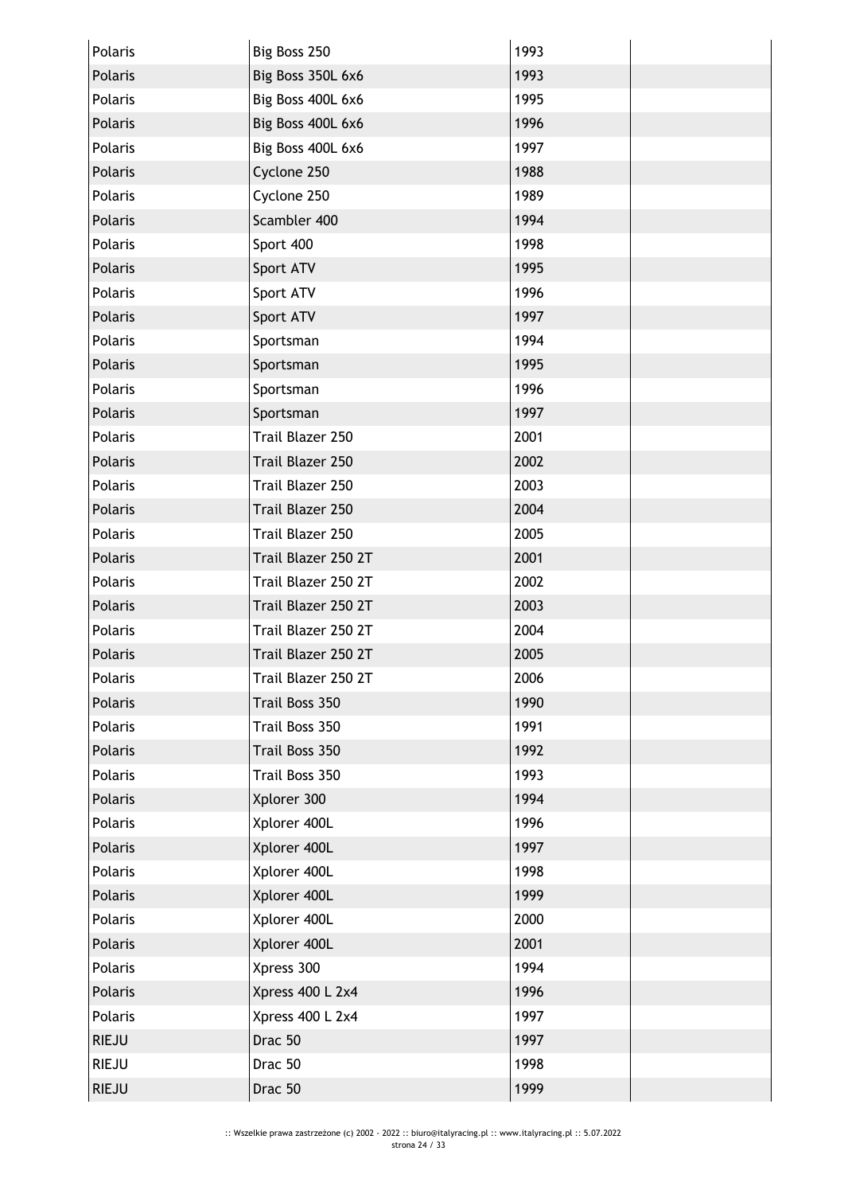| | | | |
|---|---|---|---|
| Polaris | Big Boss 250 | 1993 | |
| Polaris | Big Boss 350L 6x6 | 1993 | |
| Polaris | Big Boss 400L 6x6 | 1995 | |
| Polaris | Big Boss 400L 6x6 | 1996 | |
| Polaris | Big Boss 400L 6x6 | 1997 | |
| Polaris | Cyclone 250 | 1988 | |
| Polaris | Cyclone 250 | 1989 | |
| Polaris | Scambler 400 | 1994 | |
| Polaris | Sport 400 | 1998 | |
| Polaris | Sport ATV | 1995 | |
| Polaris | Sport ATV | 1996 | |
| Polaris | Sport ATV | 1997 | |
| Polaris | Sportsman | 1994 | |
| Polaris | Sportsman | 1995 | |
| Polaris | Sportsman | 1996 | |
| Polaris | Sportsman | 1997 | |
| Polaris | Trail Blazer 250 | 2001 | |
| Polaris | Trail Blazer 250 | 2002 | |
| Polaris | Trail Blazer 250 | 2003 | |
| Polaris | Trail Blazer 250 | 2004 | |
| Polaris | Trail Blazer 250 | 2005 | |
| Polaris | Trail Blazer 250 2T | 2001 | |
| Polaris | Trail Blazer 250 2T | 2002 | |
| Polaris | Trail Blazer 250 2T | 2003 | |
| Polaris | Trail Blazer 250 2T | 2004 | |
| Polaris | Trail Blazer 250 2T | 2005 | |
| Polaris | Trail Blazer 250 2T | 2006 | |
| Polaris | Trail Boss 350 | 1990 | |
| Polaris | Trail Boss 350 | 1991 | |
| Polaris | Trail Boss 350 | 1992 | |
| Polaris | Trail Boss 350 | 1993 | |
| Polaris | Xplorer 300 | 1994 | |
| Polaris | Xplorer 400L | 1996 | |
| Polaris | Xplorer 400L | 1997 | |
| Polaris | Xplorer 400L | 1998 | |
| Polaris | Xplorer 400L | 1999 | |
| Polaris | Xplorer 400L | 2000 | |
| Polaris | Xplorer 400L | 2001 | |
| Polaris | Xpress 300 | 1994 | |
| Polaris | Xpress 400 L 2x4 | 1996 | |
| Polaris | Xpress 400 L 2x4 | 1997 | |
| RIEJU | Drac 50 | 1997 | |
| RIEJU | Drac 50 | 1998 | |
| RIEJU | Drac 50 | 1999 | |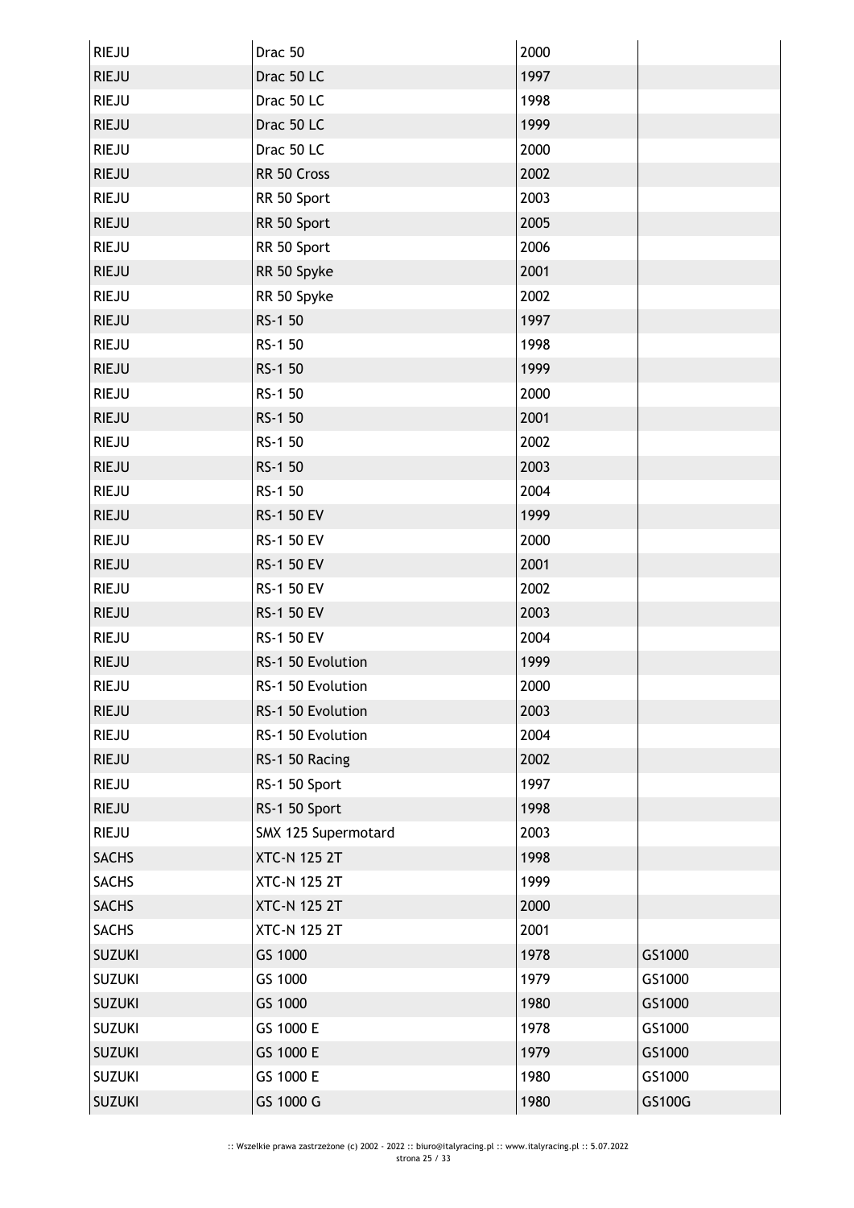| | | | |
|---|---|---|---|
| RIEJU | Drac 50 | 2000 | |
| RIEJU | Drac 50 LC | 1997 | |
| RIEJU | Drac 50 LC | 1998 | |
| RIEJU | Drac 50 LC | 1999 | |
| RIEJU | Drac 50 LC | 2000 | |
| RIEJU | RR 50 Cross | 2002 | |
| RIEJU | RR 50 Sport | 2003 | |
| RIEJU | RR 50 Sport | 2005 | |
| RIEJU | RR 50 Sport | 2006 | |
| RIEJU | RR 50 Spyke | 2001 | |
| RIEJU | RR 50 Spyke | 2002 | |
| RIEJU | RS-1 50 | 1997 | |
| RIEJU | RS-1 50 | 1998 | |
| RIEJU | RS-1 50 | 1999 | |
| RIEJU | RS-1 50 | 2000 | |
| RIEJU | RS-1 50 | 2001 | |
| RIEJU | RS-1 50 | 2002 | |
| RIEJU | RS-1 50 | 2003 | |
| RIEJU | RS-1 50 | 2004 | |
| RIEJU | RS-1 50 EV | 1999 | |
| RIEJU | RS-1 50 EV | 2000 | |
| RIEJU | RS-1 50 EV | 2001 | |
| RIEJU | RS-1 50 EV | 2002 | |
| RIEJU | RS-1 50 EV | 2003 | |
| RIEJU | RS-1 50 EV | 2004 | |
| RIEJU | RS-1 50 Evolution | 1999 | |
| RIEJU | RS-1 50 Evolution | 2000 | |
| RIEJU | RS-1 50 Evolution | 2003 | |
| RIEJU | RS-1 50 Evolution | 2004 | |
| RIEJU | RS-1 50 Racing | 2002 | |
| RIEJU | RS-1 50 Sport | 1997 | |
| RIEJU | RS-1 50 Sport | 1998 | |
| RIEJU | SMX 125 Supermotard | 2003 | |
| SACHS | XTC-N 125 2T | 1998 | |
| SACHS | XTC-N 125 2T | 1999 | |
| SACHS | XTC-N 125 2T | 2000 | |
| SACHS | XTC-N 125 2T | 2001 | |
| SUZUKI | GS 1000 | 1978 | GS1000 |
| SUZUKI | GS 1000 | 1979 | GS1000 |
| SUZUKI | GS 1000 | 1980 | GS1000 |
| SUZUKI | GS 1000 E | 1978 | GS1000 |
| SUZUKI | GS 1000 E | 1979 | GS1000 |
| SUZUKI | GS 1000 E | 1980 | GS1000 |
| SUZUKI | GS 1000 G | 1980 | GS100G |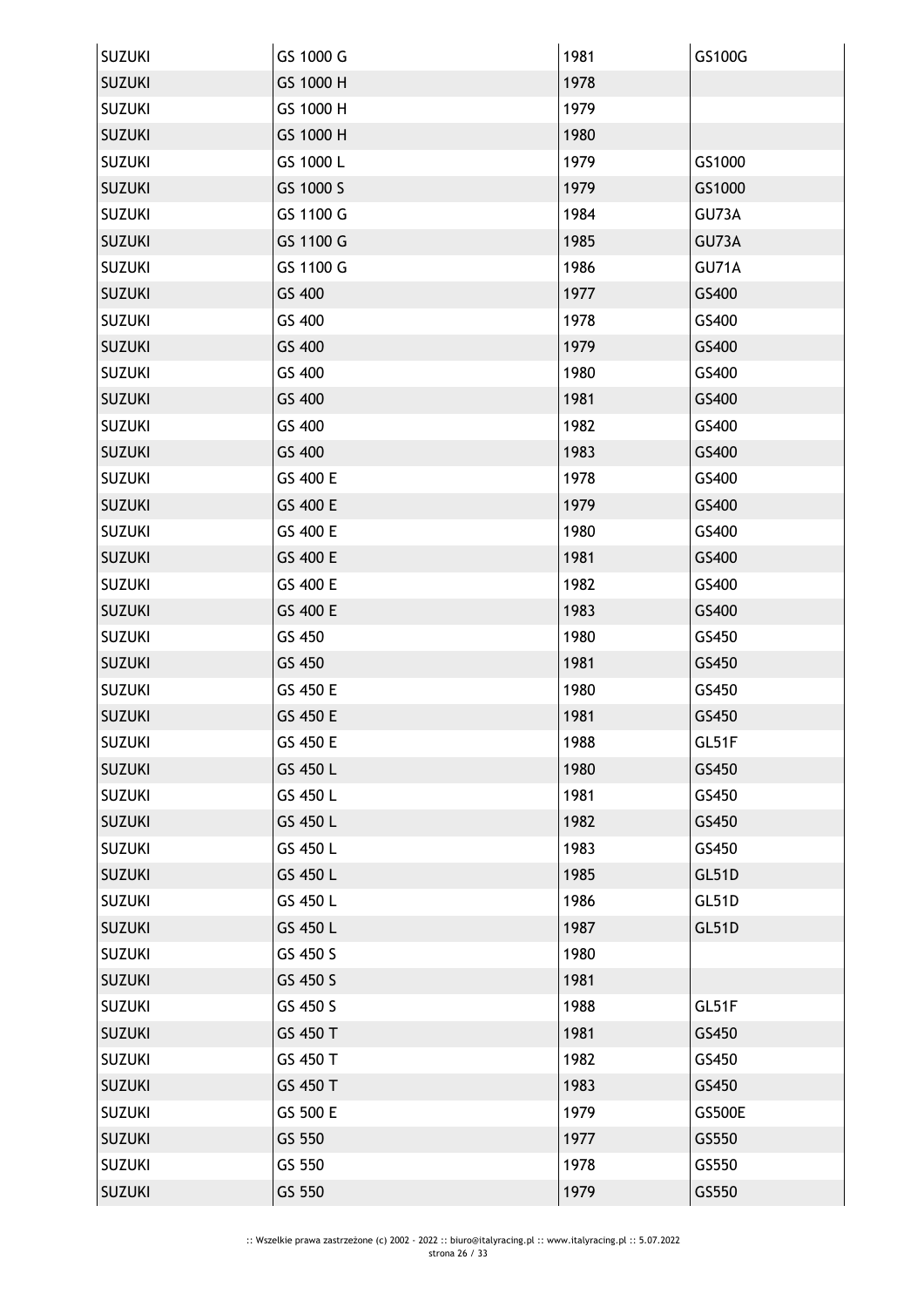| SUZUKI | GS 1000 G | 1981 | GS100G |
|---|---|---|---|
| SUZUKI | GS 1000 H | 1978 | |
| SUZUKI | GS 1000 H | 1979 | |
| SUZUKI | GS 1000 H | 1980 | |
| SUZUKI | GS 1000 L | 1979 | GS1000 |
| SUZUKI | GS 1000 S | 1979 | GS1000 |
| SUZUKI | GS 1100 G | 1984 | GU73A |
| SUZUKI | GS 1100 G | 1985 | GU73A |
| SUZUKI | GS 1100 G | 1986 | GU71A |
| SUZUKI | GS 400 | 1977 | GS400 |
| SUZUKI | GS 400 | 1978 | GS400 |
| SUZUKI | GS 400 | 1979 | GS400 |
| SUZUKI | GS 400 | 1980 | GS400 |
| SUZUKI | GS 400 | 1981 | GS400 |
| SUZUKI | GS 400 | 1982 | GS400 |
| SUZUKI | GS 400 | 1983 | GS400 |
| SUZUKI | GS 400 E | 1978 | GS400 |
| SUZUKI | GS 400 E | 1979 | GS400 |
| SUZUKI | GS 400 E | 1980 | GS400 |
| SUZUKI | GS 400 E | 1981 | GS400 |
| SUZUKI | GS 400 E | 1982 | GS400 |
| SUZUKI | GS 400 E | 1983 | GS400 |
| SUZUKI | GS 450 | 1980 | GS450 |
| SUZUKI | GS 450 | 1981 | GS450 |
| SUZUKI | GS 450 E | 1980 | GS450 |
| SUZUKI | GS 450 E | 1981 | GS450 |
| SUZUKI | GS 450 E | 1988 | GL51F |
| SUZUKI | GS 450 L | 1980 | GS450 |
| SUZUKI | GS 450 L | 1981 | GS450 |
| SUZUKI | GS 450 L | 1982 | GS450 |
| SUZUKI | GS 450 L | 1983 | GS450 |
| SUZUKI | GS 450 L | 1985 | GL51D |
| SUZUKI | GS 450 L | 1986 | GL51D |
| SUZUKI | GS 450 L | 1987 | GL51D |
| SUZUKI | GS 450 S | 1980 | |
| SUZUKI | GS 450 S | 1981 | |
| SUZUKI | GS 450 S | 1988 | GL51F |
| SUZUKI | GS 450 T | 1981 | GS450 |
| SUZUKI | GS 450 T | 1982 | GS450 |
| SUZUKI | GS 450 T | 1983 | GS450 |
| SUZUKI | GS 500 E | 1979 | GS500E |
| SUZUKI | GS 550 | 1977 | GS550 |
| SUZUKI | GS 550 | 1978 | GS550 |
| SUZUKI | GS 550 | 1979 | GS550 |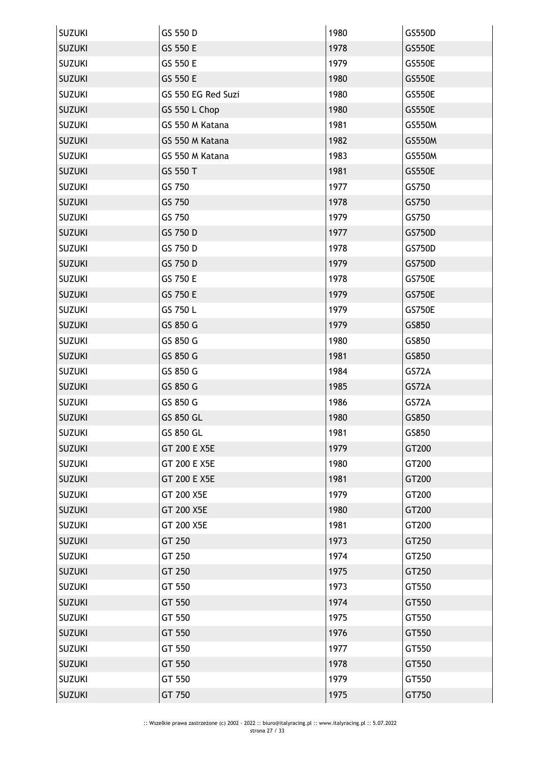| SUZUKI | GS 550 D | 1980 | GS550D |
|---|---|---|---|
| SUZUKI | GS 550 E | 1978 | GS550E |
| SUZUKI | GS 550 E | 1979 | GS550E |
| SUZUKI | GS 550 E | 1980 | GS550E |
| SUZUKI | GS 550 EG Red Suzi | 1980 | GS550E |
| SUZUKI | GS 550 L Chop | 1980 | GS550E |
| SUZUKI | GS 550 M Katana | 1981 | GS550M |
| SUZUKI | GS 550 M Katana | 1982 | GS550M |
| SUZUKI | GS 550 M Katana | 1983 | GS550M |
| SUZUKI | GS 550 T | 1981 | GS550E |
| SUZUKI | GS 750 | 1977 | GS750 |
| SUZUKI | GS 750 | 1978 | GS750 |
| SUZUKI | GS 750 | 1979 | GS750 |
| SUZUKI | GS 750 D | 1977 | GS750D |
| SUZUKI | GS 750 D | 1978 | GS750D |
| SUZUKI | GS 750 D | 1979 | GS750D |
| SUZUKI | GS 750 E | 1978 | GS750E |
| SUZUKI | GS 750 E | 1979 | GS750E |
| SUZUKI | GS 750 L | 1979 | GS750E |
| SUZUKI | GS 850 G | 1979 | GS850 |
| SUZUKI | GS 850 G | 1980 | GS850 |
| SUZUKI | GS 850 G | 1981 | GS850 |
| SUZUKI | GS 850 G | 1984 | GS72A |
| SUZUKI | GS 850 G | 1985 | GS72A |
| SUZUKI | GS 850 G | 1986 | GS72A |
| SUZUKI | GS 850 GL | 1980 | GS850 |
| SUZUKI | GS 850 GL | 1981 | GS850 |
| SUZUKI | GT 200 E X5E | 1979 | GT200 |
| SUZUKI | GT 200 E X5E | 1980 | GT200 |
| SUZUKI | GT 200 E X5E | 1981 | GT200 |
| SUZUKI | GT 200 X5E | 1979 | GT200 |
| SUZUKI | GT 200 X5E | 1980 | GT200 |
| SUZUKI | GT 200 X5E | 1981 | GT200 |
| SUZUKI | GT 250 | 1973 | GT250 |
| SUZUKI | GT 250 | 1974 | GT250 |
| SUZUKI | GT 250 | 1975 | GT250 |
| SUZUKI | GT 550 | 1973 | GT550 |
| SUZUKI | GT 550 | 1974 | GT550 |
| SUZUKI | GT 550 | 1975 | GT550 |
| SUZUKI | GT 550 | 1976 | GT550 |
| SUZUKI | GT 550 | 1977 | GT550 |
| SUZUKI | GT 550 | 1978 | GT550 |
| SUZUKI | GT 550 | 1979 | GT550 |
| SUZUKI | GT 750 | 1975 | GT750 |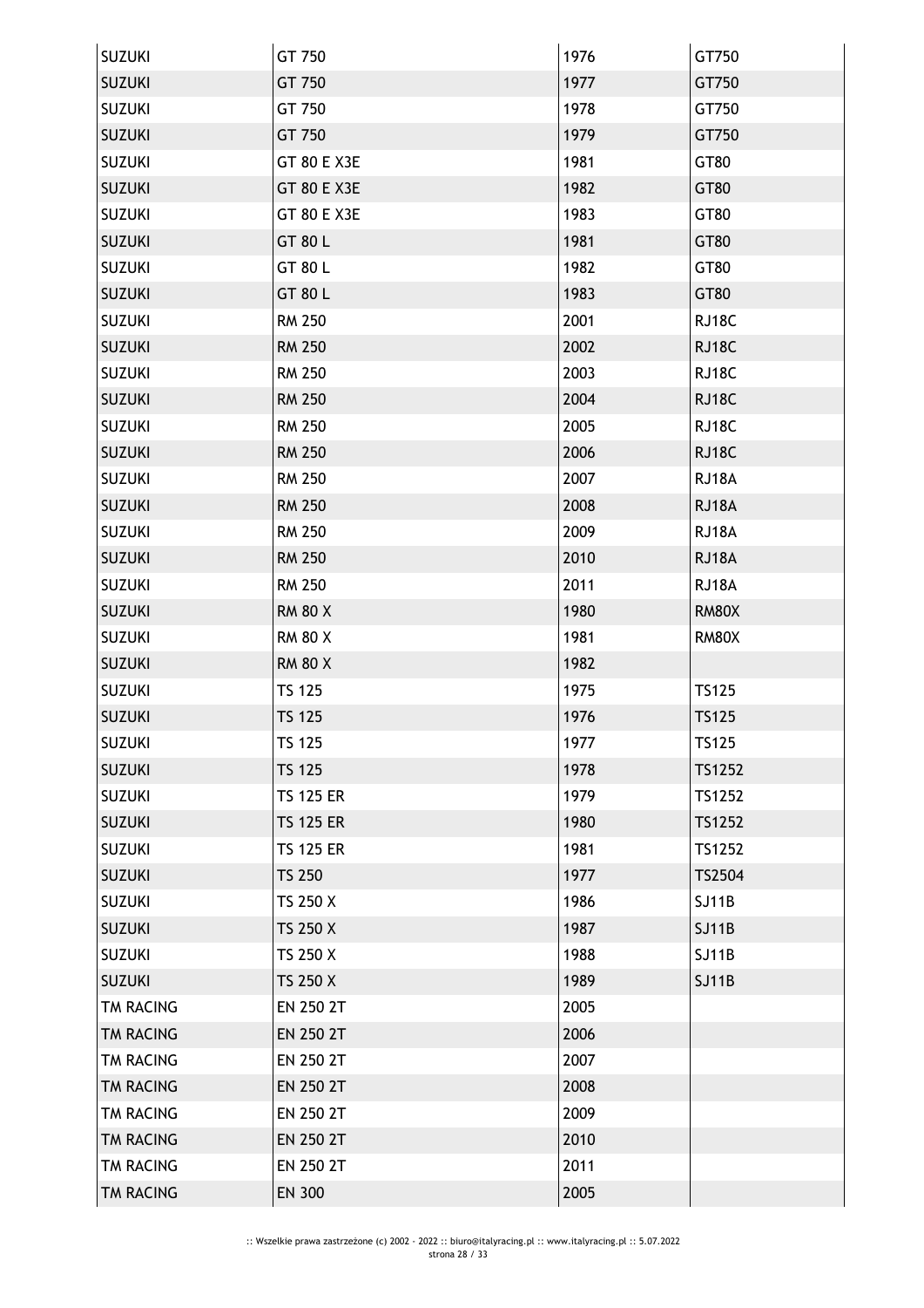| SUZUKI | GT 750 | 1976 | GT750 |
|---|---|---|---|
| SUZUKI | GT 750 | 1977 | GT750 |
| SUZUKI | GT 750 | 1978 | GT750 |
| SUZUKI | GT 750 | 1979 | GT750 |
| SUZUKI | GT 80 E X3E | 1981 | GT80 |
| SUZUKI | GT 80 E X3E | 1982 | GT80 |
| SUZUKI | GT 80 E X3E | 1983 | GT80 |
| SUZUKI | GT 80 L | 1981 | GT80 |
| SUZUKI | GT 80 L | 1982 | GT80 |
| SUZUKI | GT 80 L | 1983 | GT80 |
| SUZUKI | RM 250 | 2001 | RJ18C |
| SUZUKI | RM 250 | 2002 | RJ18C |
| SUZUKI | RM 250 | 2003 | RJ18C |
| SUZUKI | RM 250 | 2004 | RJ18C |
| SUZUKI | RM 250 | 2005 | RJ18C |
| SUZUKI | RM 250 | 2006 | RJ18C |
| SUZUKI | RM 250 | 2007 | RJ18A |
| SUZUKI | RM 250 | 2008 | RJ18A |
| SUZUKI | RM 250 | 2009 | RJ18A |
| SUZUKI | RM 250 | 2010 | RJ18A |
| SUZUKI | RM 250 | 2011 | RJ18A |
| SUZUKI | RM 80 X | 1980 | RM80X |
| SUZUKI | RM 80 X | 1981 | RM80X |
| SUZUKI | RM 80 X | 1982 | |
| SUZUKI | TS 125 | 1975 | TS125 |
| SUZUKI | TS 125 | 1976 | TS125 |
| SUZUKI | TS 125 | 1977 | TS125 |
| SUZUKI | TS 125 | 1978 | TS1252 |
| SUZUKI | TS 125 ER | 1979 | TS1252 |
| SUZUKI | TS 125 ER | 1980 | TS1252 |
| SUZUKI | TS 125 ER | 1981 | TS1252 |
| SUZUKI | TS 250 | 1977 | TS2504 |
| SUZUKI | TS 250 X | 1986 | SJ11B |
| SUZUKI | TS 250 X | 1987 | SJ11B |
| SUZUKI | TS 250 X | 1988 | SJ11B |
| SUZUKI | TS 250 X | 1989 | SJ11B |
| TM RACING | EN 250 2T | 2005 | |
| TM RACING | EN 250 2T | 2006 | |
| TM RACING | EN 250 2T | 2007 | |
| TM RACING | EN 250 2T | 2008 | |
| TM RACING | EN 250 2T | 2009 | |
| TM RACING | EN 250 2T | 2010 | |
| TM RACING | EN 250 2T | 2011 | |
| TM RACING | EN 300 | 2005 | |

:: Wszelkie prawa zastrzeżone (c) 2002 - 2022 :: biuro@italyracing.pl :: www.italyracing.pl :: 5.07.2022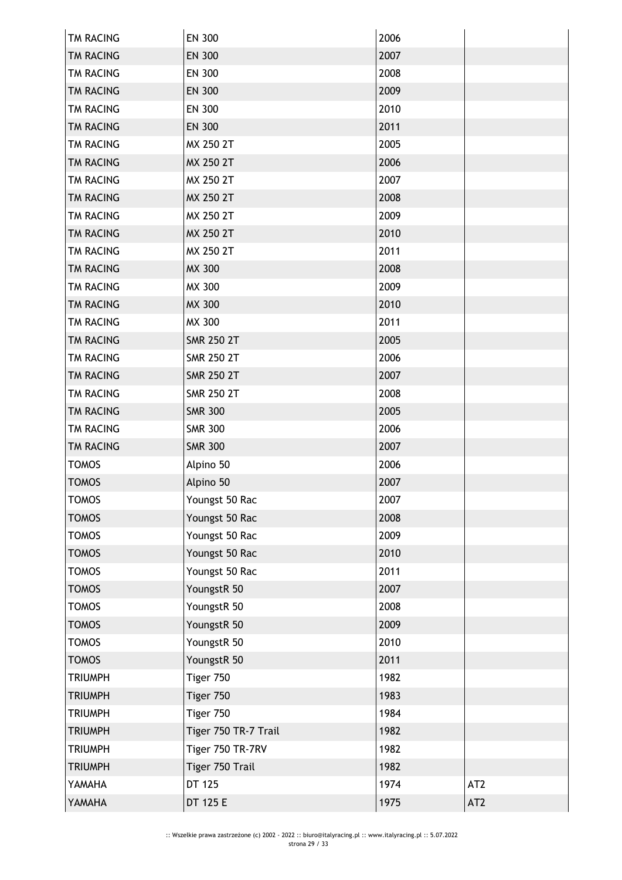| | | | |
|---|---|---|---|
| TM RACING | EN 300 | 2006 | |
| TM RACING | EN 300 | 2007 | |
| TM RACING | EN 300 | 2008 | |
| TM RACING | EN 300 | 2009 | |
| TM RACING | EN 300 | 2010 | |
| TM RACING | EN 300 | 2011 | |
| TM RACING | MX 250 2T | 2005 | |
| TM RACING | MX 250 2T | 2006 | |
| TM RACING | MX 250 2T | 2007 | |
| TM RACING | MX 250 2T | 2008 | |
| TM RACING | MX 250 2T | 2009 | |
| TM RACING | MX 250 2T | 2010 | |
| TM RACING | MX 250 2T | 2011 | |
| TM RACING | MX 300 | 2008 | |
| TM RACING | MX 300 | 2009 | |
| TM RACING | MX 300 | 2010 | |
| TM RACING | MX 300 | 2011 | |
| TM RACING | SMR 250 2T | 2005 | |
| TM RACING | SMR 250 2T | 2006 | |
| TM RACING | SMR 250 2T | 2007 | |
| TM RACING | SMR 250 2T | 2008 | |
| TM RACING | SMR 300 | 2005 | |
| TM RACING | SMR 300 | 2006 | |
| TM RACING | SMR 300 | 2007 | |
| TOMOS | Alpino 50 | 2006 | |
| TOMOS | Alpino 50 | 2007 | |
| TOMOS | Youngst 50 Rac | 2007 | |
| TOMOS | Youngst 50 Rac | 2008 | |
| TOMOS | Youngst 50 Rac | 2009 | |
| TOMOS | Youngst 50 Rac | 2010 | |
| TOMOS | Youngst 50 Rac | 2011 | |
| TOMOS | YoungstR 50 | 2007 | |
| TOMOS | YoungstR 50 | 2008 | |
| TOMOS | YoungstR 50 | 2009 | |
| TOMOS | YoungstR 50 | 2010 | |
| TOMOS | YoungstR 50 | 2011 | |
| TRIUMPH | Tiger 750 | 1982 | |
| TRIUMPH | Tiger 750 | 1983 | |
| TRIUMPH | Tiger 750 | 1984 | |
| TRIUMPH | Tiger 750 TR-7 Trail | 1982 | |
| TRIUMPH | Tiger 750 TR-7RV | 1982 | |
| TRIUMPH | Tiger 750 Trail | 1982 | |
| YAMAHA | DT 125 | 1974 | AT2 |
| YAMAHA | DT 125 E | 1975 | AT2 |

:: Wszelkie prawa zastrzeżone (c) 2002 - 2022 :: biuro@italyracing.pl :: www.italyracing.pl :: 5.07.2022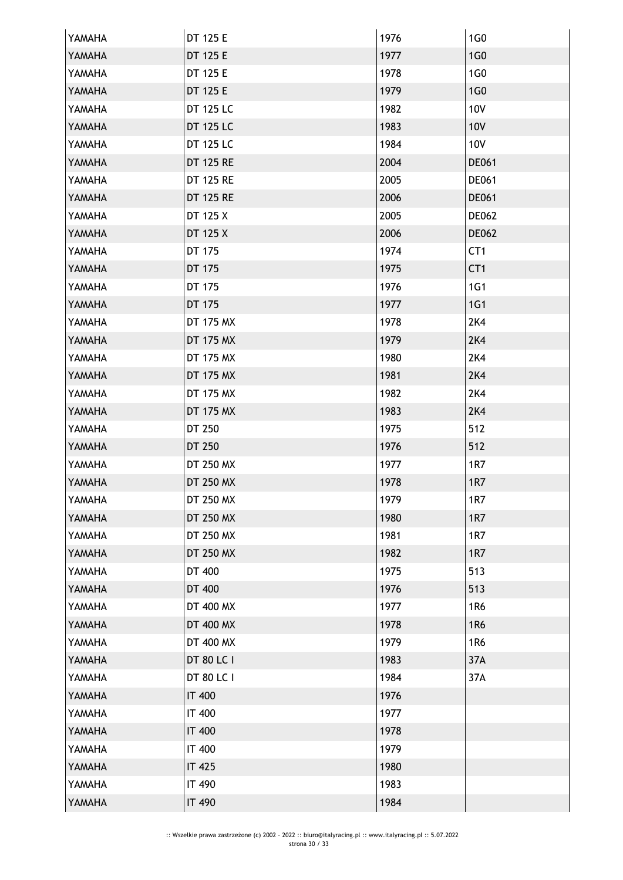| YAMAHA | DT 125 E | 1976 | 1G0 |
|---|---|---|---|
| YAMAHA | DT 125 E | 1977 | 1G0 |
| YAMAHA | DT 125 E | 1978 | 1G0 |
| YAMAHA | DT 125 E | 1979 | 1G0 |
| YAMAHA | DT 125 LC | 1982 | 10V |
| YAMAHA | DT 125 LC | 1983 | 10V |
| YAMAHA | DT 125 LC | 1984 | 10V |
| YAMAHA | DT 125 RE | 2004 | DE061 |
| YAMAHA | DT 125 RE | 2005 | DE061 |
| YAMAHA | DT 125 RE | 2006 | DE061 |
| YAMAHA | DT 125 X | 2005 | DE062 |
| YAMAHA | DT 125 X | 2006 | DE062 |
| YAMAHA | DT 175 | 1974 | CT1 |
| YAMAHA | DT 175 | 1975 | CT1 |
| YAMAHA | DT 175 | 1976 | 1G1 |
| YAMAHA | DT 175 | 1977 | 1G1 |
| YAMAHA | DT 175 MX | 1978 | 2K4 |
| YAMAHA | DT 175 MX | 1979 | 2K4 |
| YAMAHA | DT 175 MX | 1980 | 2K4 |
| YAMAHA | DT 175 MX | 1981 | 2K4 |
| YAMAHA | DT 175 MX | 1982 | 2K4 |
| YAMAHA | DT 175 MX | 1983 | 2K4 |
| YAMAHA | DT 250 | 1975 | 512 |
| YAMAHA | DT 250 | 1976 | 512 |
| YAMAHA | DT 250 MX | 1977 | 1R7 |
| YAMAHA | DT 250 MX | 1978 | 1R7 |
| YAMAHA | DT 250 MX | 1979 | 1R7 |
| YAMAHA | DT 250 MX | 1980 | 1R7 |
| YAMAHA | DT 250 MX | 1981 | 1R7 |
| YAMAHA | DT 250 MX | 1982 | 1R7 |
| YAMAHA | DT 400 | 1975 | 513 |
| YAMAHA | DT 400 | 1976 | 513 |
| YAMAHA | DT 400 MX | 1977 | 1R6 |
| YAMAHA | DT 400 MX | 1978 | 1R6 |
| YAMAHA | DT 400 MX | 1979 | 1R6 |
| YAMAHA | DT 80 LC I | 1983 | 37A |
| YAMAHA | DT 80 LC I | 1984 | 37A |
| YAMAHA | IT 400 | 1976 | |
| YAMAHA | IT 400 | 1977 | |
| YAMAHA | IT 400 | 1978 | |
| YAMAHA | IT 400 | 1979 | |
| YAMAHA | IT 425 | 1980 | |
| YAMAHA | IT 490 | 1983 | |
| YAMAHA | IT 490 | 1984 | |

:: Wszelkie prawa zastrzeżone (c) 2002 - 2022 :: biuro@italyracing.pl :: www.italyracing.pl :: 5.07.2022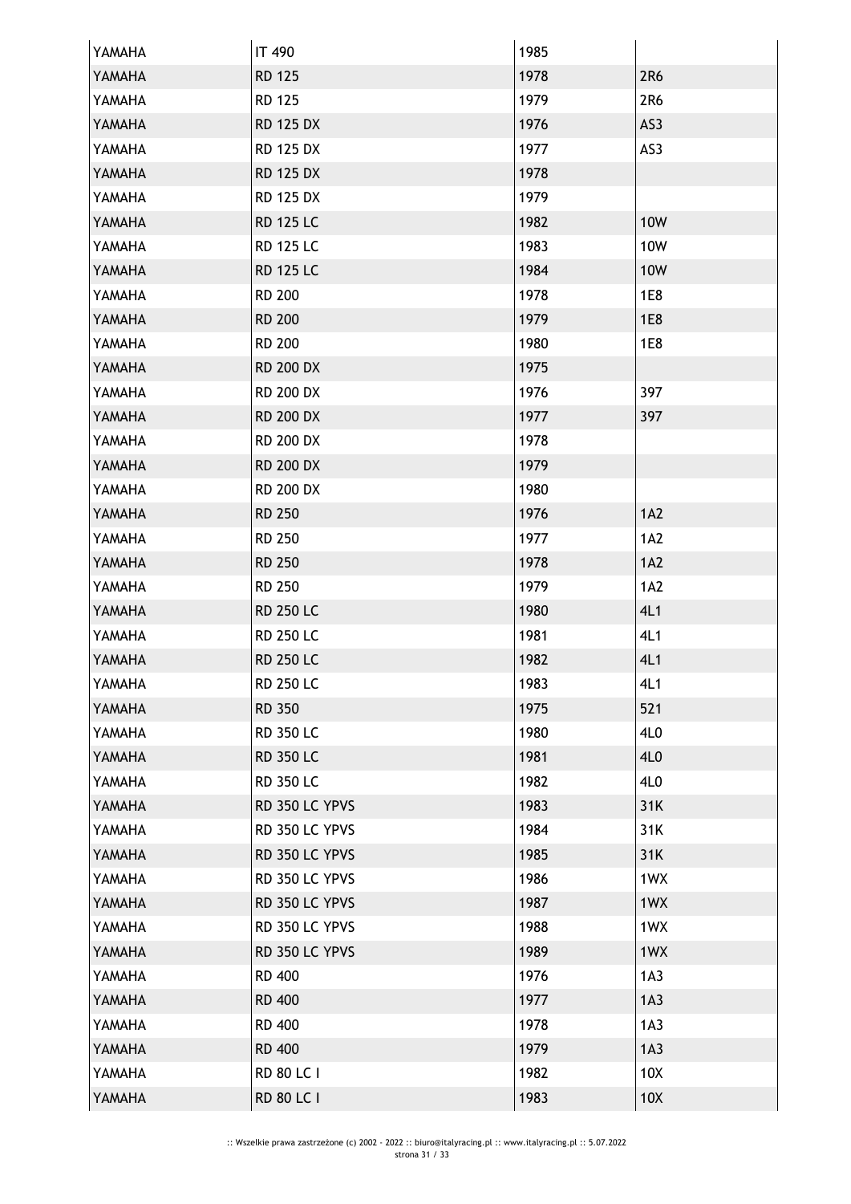| YAMAHA | IT 490 | 1985 | |
|---|---|---|---|
| YAMAHA | RD 125 | 1978 | 2R6 |
| YAMAHA | RD 125 | 1979 | 2R6 |
| YAMAHA | RD 125 DX | 1976 | AS3 |
| YAMAHA | RD 125 DX | 1977 | AS3 |
| YAMAHA | RD 125 DX | 1978 | |
| YAMAHA | RD 125 DX | 1979 | |
| YAMAHA | RD 125 LC | 1982 | 10W |
| YAMAHA | RD 125 LC | 1983 | 10W |
| YAMAHA | RD 125 LC | 1984 | 10W |
| YAMAHA | RD 200 | 1978 | 1E8 |
| YAMAHA | RD 200 | 1979 | 1E8 |
| YAMAHA | RD 200 | 1980 | 1E8 |
| YAMAHA | RD 200 DX | 1975 | |
| YAMAHA | RD 200 DX | 1976 | 397 |
| YAMAHA | RD 200 DX | 1977 | 397 |
| YAMAHA | RD 200 DX | 1978 | |
| YAMAHA | RD 200 DX | 1979 | |
| YAMAHA | RD 200 DX | 1980 | |
| YAMAHA | RD 250 | 1976 | 1A2 |
| YAMAHA | RD 250 | 1977 | 1A2 |
| YAMAHA | RD 250 | 1978 | 1A2 |
| YAMAHA | RD 250 | 1979 | 1A2 |
| YAMAHA | RD 250 LC | 1980 | 4L1 |
| YAMAHA | RD 250 LC | 1981 | 4L1 |
| YAMAHA | RD 250 LC | 1982 | 4L1 |
| YAMAHA | RD 250 LC | 1983 | 4L1 |
| YAMAHA | RD 350 | 1975 | 521 |
| YAMAHA | RD 350 LC | 1980 | 4L0 |
| YAMAHA | RD 350 LC | 1981 | 4L0 |
| YAMAHA | RD 350 LC | 1982 | 4L0 |
| YAMAHA | RD 350 LC YPVS | 1983 | 31K |
| YAMAHA | RD 350 LC YPVS | 1984 | 31K |
| YAMAHA | RD 350 LC YPVS | 1985 | 31K |
| YAMAHA | RD 350 LC YPVS | 1986 | 1WX |
| YAMAHA | RD 350 LC YPVS | 1987 | 1WX |
| YAMAHA | RD 350 LC YPVS | 1988 | 1WX |
| YAMAHA | RD 350 LC YPVS | 1989 | 1WX |
| YAMAHA | RD 400 | 1976 | 1A3 |
| YAMAHA | RD 400 | 1977 | 1A3 |
| YAMAHA | RD 400 | 1978 | 1A3 |
| YAMAHA | RD 400 | 1979 | 1A3 |
| YAMAHA | RD 80 LC I | 1982 | 10X |
| YAMAHA | RD 80 LC I | 1983 | 10X |

:: Wszelkie prawa zastrzeżone (c) 2002 - 2022 :: biuro@italyracing.pl :: www.italyracing.pl :: 5.07.2022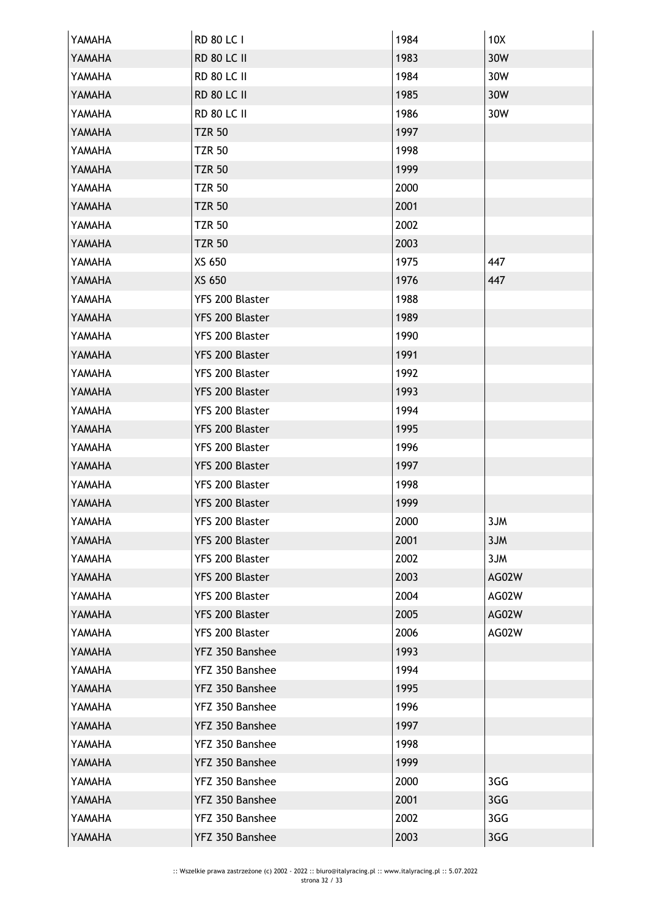| YAMAHA | RD 80 LC I | 1984 | 10X |
|---|---|---|---|
| YAMAHA | RD 80 LC II | 1983 | 30W |
| YAMAHA | RD 80 LC II | 1984 | 30W |
| YAMAHA | RD 80 LC II | 1985 | 30W |
| YAMAHA | RD 80 LC II | 1986 | 30W |
| YAMAHA | TZR 50 | 1997 | |
| YAMAHA | TZR 50 | 1998 | |
| YAMAHA | TZR 50 | 1999 | |
| YAMAHA | TZR 50 | 2000 | |
| YAMAHA | TZR 50 | 2001 | |
| YAMAHA | TZR 50 | 2002 | |
| YAMAHA | TZR 50 | 2003 | |
| YAMAHA | XS 650 | 1975 | 447 |
| YAMAHA | XS 650 | 1976 | 447 |
| YAMAHA | YFS 200 Blaster | 1988 | |
| YAMAHA | YFS 200 Blaster | 1989 | |
| YAMAHA | YFS 200 Blaster | 1990 | |
| YAMAHA | YFS 200 Blaster | 1991 | |
| YAMAHA | YFS 200 Blaster | 1992 | |
| YAMAHA | YFS 200 Blaster | 1993 | |
| YAMAHA | YFS 200 Blaster | 1994 | |
| YAMAHA | YFS 200 Blaster | 1995 | |
| YAMAHA | YFS 200 Blaster | 1996 | |
| YAMAHA | YFS 200 Blaster | 1997 | |
| YAMAHA | YFS 200 Blaster | 1998 | |
| YAMAHA | YFS 200 Blaster | 1999 | |
| YAMAHA | YFS 200 Blaster | 2000 | 3JM |
| YAMAHA | YFS 200 Blaster | 2001 | 3JM |
| YAMAHA | YFS 200 Blaster | 2002 | 3JM |
| YAMAHA | YFS 200 Blaster | 2003 | AG02W |
| YAMAHA | YFS 200 Blaster | 2004 | AG02W |
| YAMAHA | YFS 200 Blaster | 2005 | AG02W |
| YAMAHA | YFS 200 Blaster | 2006 | AG02W |
| YAMAHA | YFZ 350 Banshee | 1993 | |
| YAMAHA | YFZ 350 Banshee | 1994 | |
| YAMAHA | YFZ 350 Banshee | 1995 | |
| YAMAHA | YFZ 350 Banshee | 1996 | |
| YAMAHA | YFZ 350 Banshee | 1997 | |
| YAMAHA | YFZ 350 Banshee | 1998 | |
| YAMAHA | YFZ 350 Banshee | 1999 | |
| YAMAHA | YFZ 350 Banshee | 2000 | 3GG |
| YAMAHA | YFZ 350 Banshee | 2001 | 3GG |
| YAMAHA | YFZ 350 Banshee | 2002 | 3GG |
| YAMAHA | YFZ 350 Banshee | 2003 | 3GG |

:: Wszelkie prawa zastrzeżone (c) 2002 - 2022 :: biuro@italyracing.pl :: www.italyracing.pl :: 5.07.2022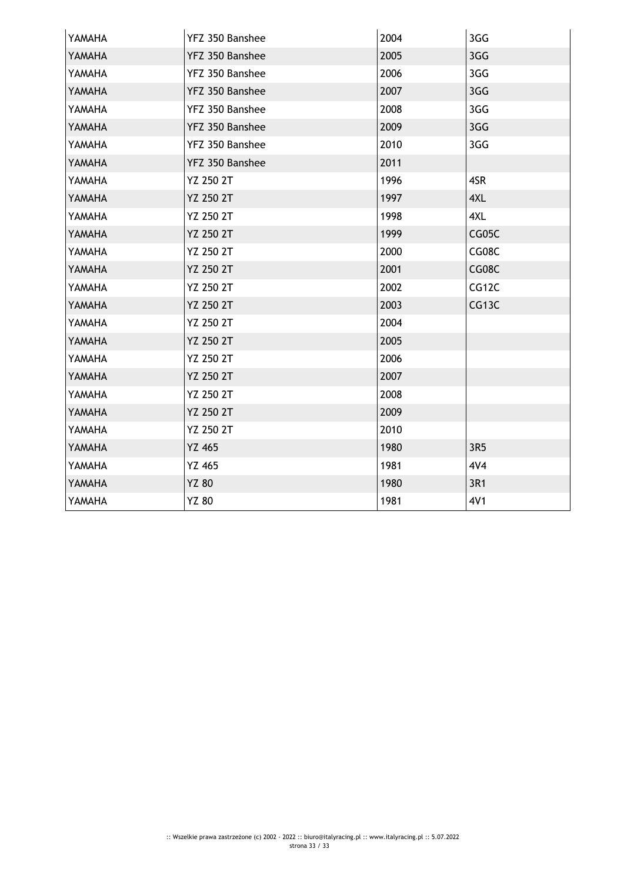| | | | |
|---|---|---|---|
| YAMAHA | YFZ 350 Banshee | 2004 | 3GG |
| YAMAHA | YFZ 350 Banshee | 2005 | 3GG |
| YAMAHA | YFZ 350 Banshee | 2006 | 3GG |
| YAMAHA | YFZ 350 Banshee | 2007 | 3GG |
| YAMAHA | YFZ 350 Banshee | 2008 | 3GG |
| YAMAHA | YFZ 350 Banshee | 2009 | 3GG |
| YAMAHA | YFZ 350 Banshee | 2010 | 3GG |
| YAMAHA | YFZ 350 Banshee | 2011 | |
| YAMAHA | YZ 250 2T | 1996 | 4SR |
| YAMAHA | YZ 250 2T | 1997 | 4XL |
| YAMAHA | YZ 250 2T | 1998 | 4XL |
| YAMAHA | YZ 250 2T | 1999 | CG05C |
| YAMAHA | YZ 250 2T | 2000 | CG08C |
| YAMAHA | YZ 250 2T | 2001 | CG08C |
| YAMAHA | YZ 250 2T | 2002 | CG12C |
| YAMAHA | YZ 250 2T | 2003 | CG13C |
| YAMAHA | YZ 250 2T | 2004 | |
| YAMAHA | YZ 250 2T | 2005 | |
| YAMAHA | YZ 250 2T | 2006 | |
| YAMAHA | YZ 250 2T | 2007 | |
| YAMAHA | YZ 250 2T | 2008 | |
| YAMAHA | YZ 250 2T | 2009 | |
| YAMAHA | YZ 250 2T | 2010 | |
| YAMAHA | YZ 465 | 1980 | 3R5 |
| YAMAHA | YZ 465 | 1981 | 4V4 |
| YAMAHA | YZ 80 | 1980 | 3R1 |
| YAMAHA | YZ 80 | 1981 | 4V1 |